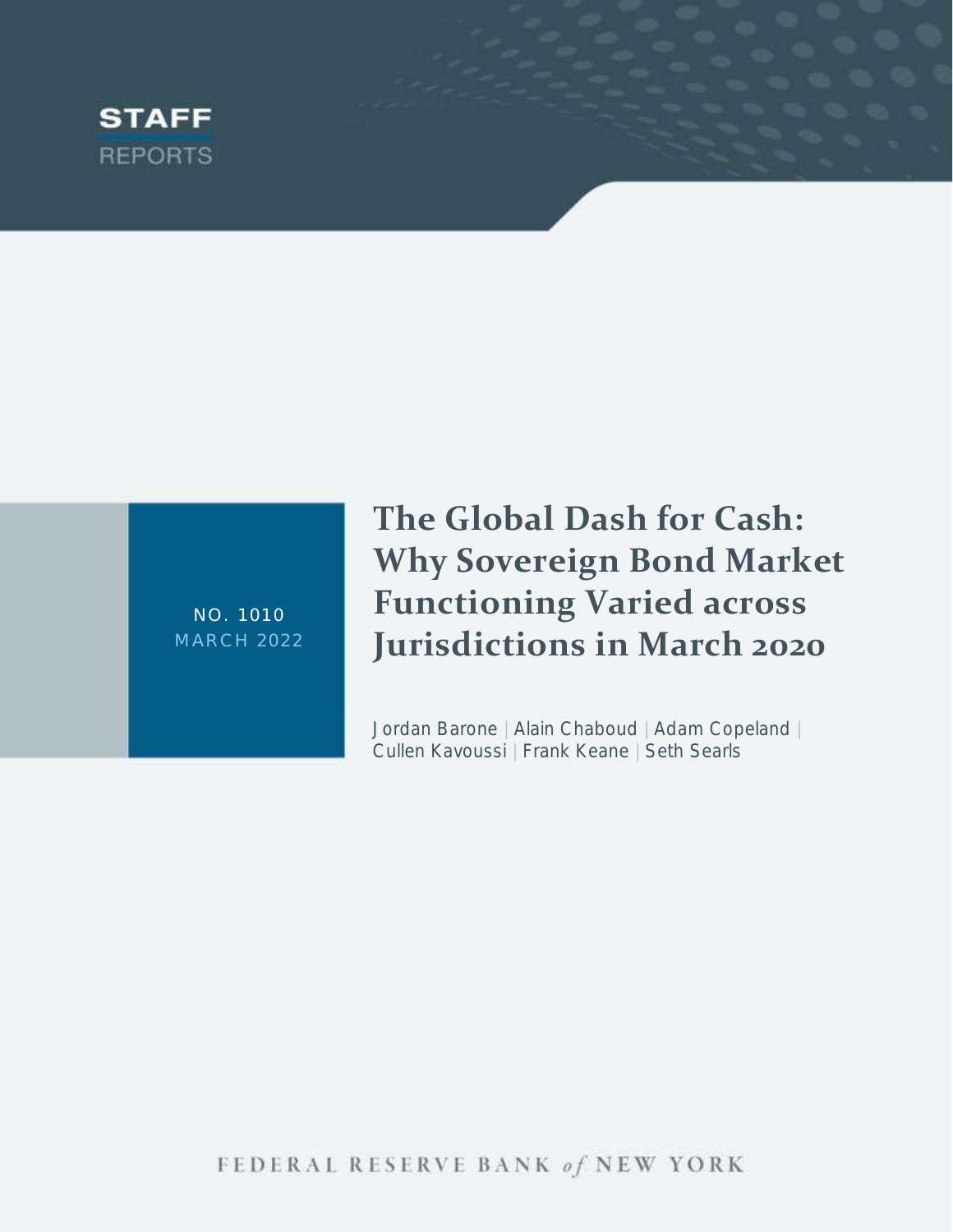STAFF REPORTS

NO. 1010
MARCH 2022

# The Global Dash for Cash: Why Sovereign Bond Market Functioning Varied across Jurisdictions in March 2020

Jordan Barone | Alain Chaboud | Adam Copeland | Cullen Kavoussi | Frank Keane | Seth Searls

FEDERAL RESERVE BANK *of* NEW YORK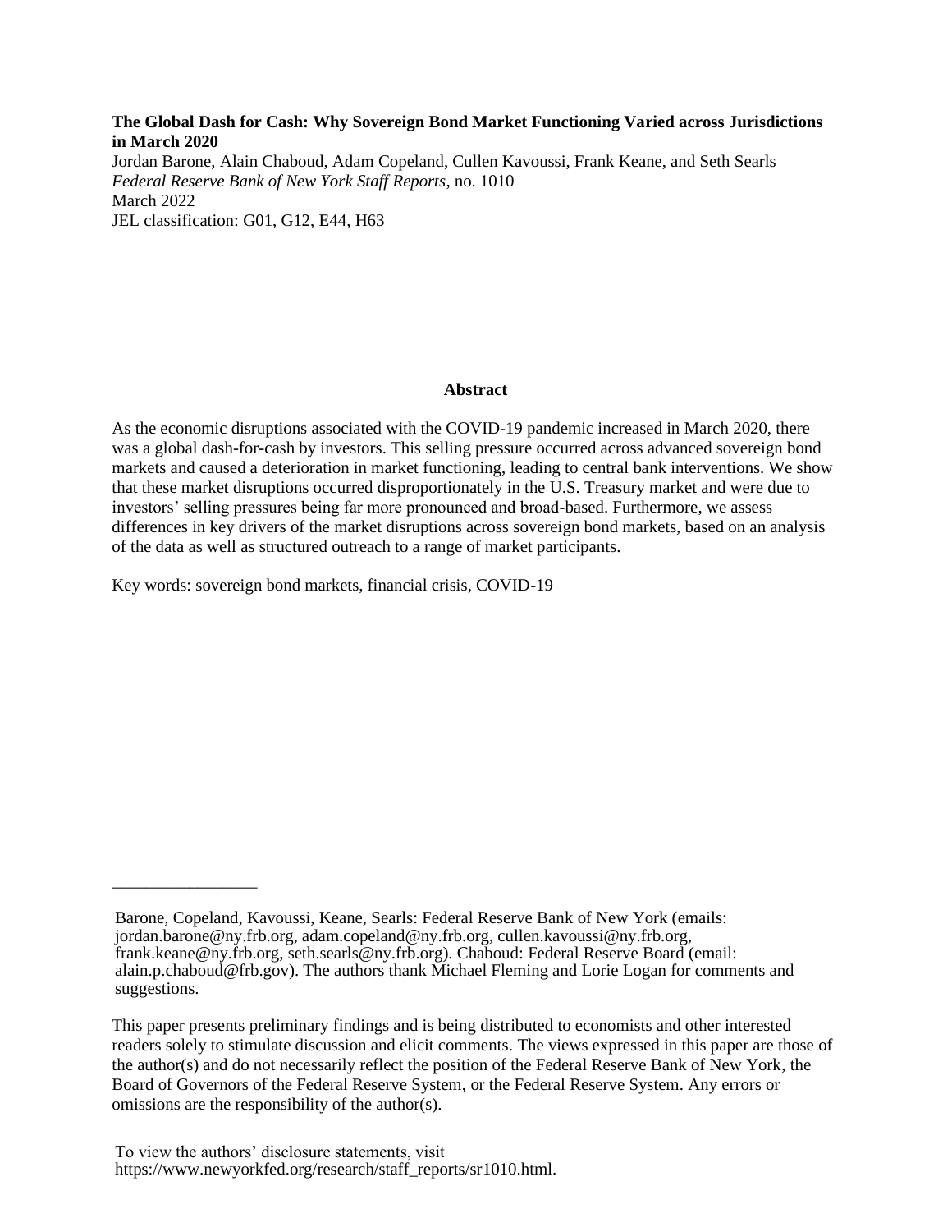**The Global Dash for Cash: Why Sovereign Bond Market Functioning Varied across Jurisdictions in March 2020**

Jordan Barone, Alain Chaboud, Adam Copeland, Cullen Kavoussi, Frank Keane, and Seth Searls

*Federal Reserve Bank of New York Staff Reports*, no. 1010

March 2022

JEL classification: G01, G12, E44, H63

**Abstract**

As the economic disruptions associated with the COVID-19 pandemic increased in March 2020, there was a global dash-for-cash by investors. This selling pressure occurred across advanced sovereign bond markets and caused a deterioration in market functioning, leading to central bank interventions. We show that these market disruptions occurred disproportionately in the U.S. Treasury market and were due to investors' selling pressures being far more pronounced and broad-based. Furthermore, we assess differences in key drivers of the market disruptions across sovereign bond markets, based on an analysis of the data as well as structured outreach to a range of market participants.

Key words: sovereign bond markets, financial crisis, COVID-19

---

Barone, Copeland, Kavoussi, Keane, Searls: Federal Reserve Bank of New York (emails: jordan.barone@ny.frb.org, adam.copeland@ny.frb.org, cullen.kavoussi@ny.frb.org, frank.keane@ny.frb.org, seth.searls@ny.frb.org). Chaboud: Federal Reserve Board (email: alain.p.chaboud@frb.gov). The authors thank Michael Fleming and Lorie Logan for comments and suggestions.

This paper presents preliminary findings and is being distributed to economists and other interested readers solely to stimulate discussion and elicit comments. The views expressed in this paper are those of the author(s) and do not necessarily reflect the position of the Federal Reserve Bank of New York, the Board of Governors of the Federal Reserve System, or the Federal Reserve System. Any errors or omissions are the responsibility of the author(s).

To view the authors' disclosure statements, visit https://www.newyorkfed.org/research/staff_reports/sr1010.html.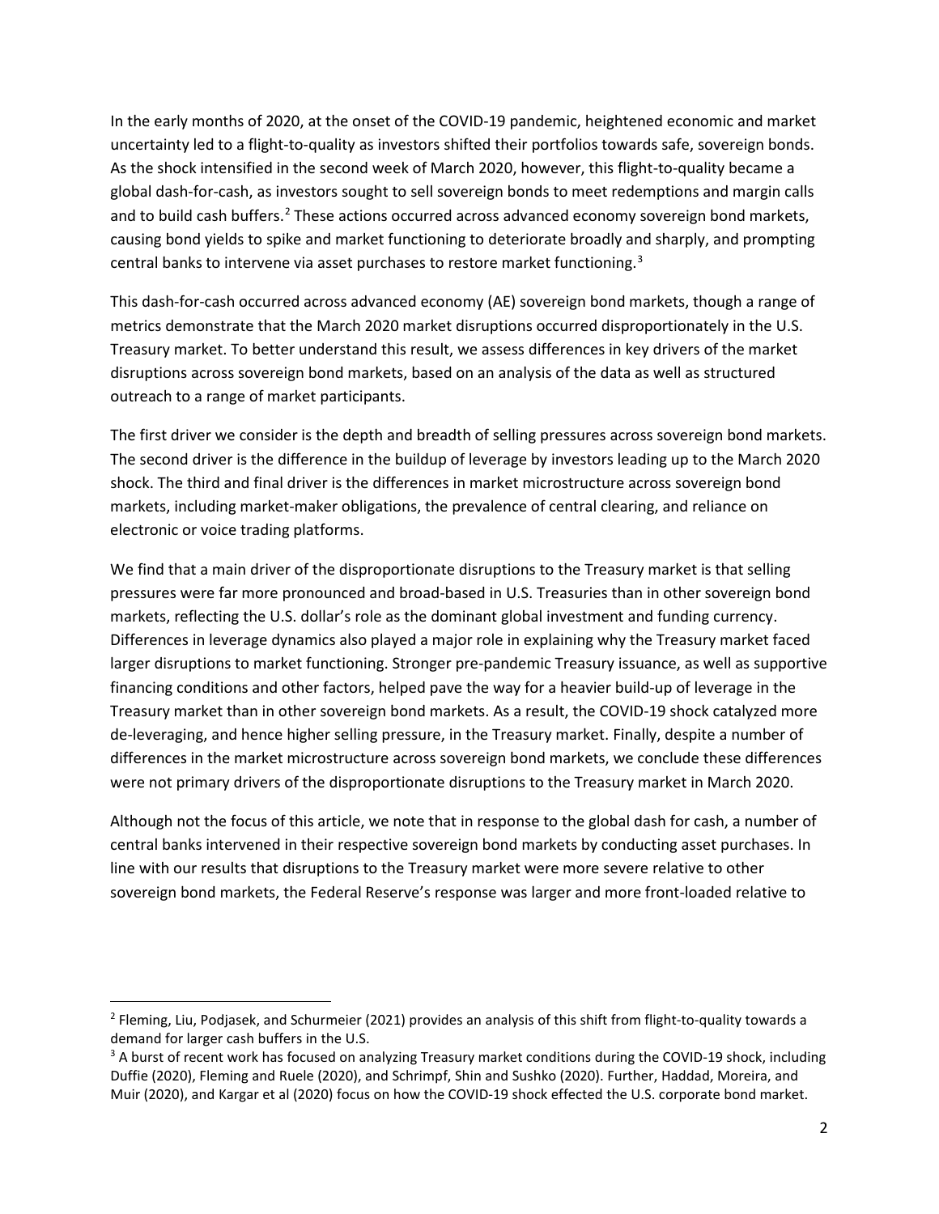In the early months of 2020, at the onset of the COVID-19 pandemic, heightened economic and market uncertainty led to a flight-to-quality as investors shifted their portfolios towards safe, sovereign bonds. As the shock intensified in the second week of March 2020, however, this flight-to-quality became a global dash-for-cash, as investors sought to sell sovereign bonds to meet redemptions and margin calls and to build cash buffers.[2] These actions occurred across advanced economy sovereign bond markets, causing bond yields to spike and market functioning to deteriorate broadly and sharply, and prompting central banks to intervene via asset purchases to restore market functioning.[3]

This dash-for-cash occurred across advanced economy (AE) sovereign bond markets, though a range of metrics demonstrate that the March 2020 market disruptions occurred disproportionately in the U.S. Treasury market. To better understand this result, we assess differences in key drivers of the market disruptions across sovereign bond markets, based on an analysis of the data as well as structured outreach to a range of market participants.

The first driver we consider is the depth and breadth of selling pressures across sovereign bond markets. The second driver is the difference in the buildup of leverage by investors leading up to the March 2020 shock. The third and final driver is the differences in market microstructure across sovereign bond markets, including market-maker obligations, the prevalence of central clearing, and reliance on electronic or voice trading platforms.

We find that a main driver of the disproportionate disruptions to the Treasury market is that selling pressures were far more pronounced and broad-based in U.S. Treasuries than in other sovereign bond markets, reflecting the U.S. dollar's role as the dominant global investment and funding currency. Differences in leverage dynamics also played a major role in explaining why the Treasury market faced larger disruptions to market functioning. Stronger pre-pandemic Treasury issuance, as well as supportive financing conditions and other factors, helped pave the way for a heavier build-up of leverage in the Treasury market than in other sovereign bond markets. As a result, the COVID-19 shock catalyzed more de-leveraging, and hence higher selling pressure, in the Treasury market. Finally, despite a number of differences in the market microstructure across sovereign bond markets, we conclude these differences were not primary drivers of the disproportionate disruptions to the Treasury market in March 2020.

Although not the focus of this article, we note that in response to the global dash for cash, a number of central banks intervened in their respective sovereign bond markets by conducting asset purchases. In line with our results that disruptions to the Treasury market were more severe relative to other sovereign bond markets, the Federal Reserve's response was larger and more front-loaded relative to

---

[2] Fleming, Liu, Podjasek, and Schurmeier (2021) provides an analysis of this shift from flight-to-quality towards a demand for larger cash buffers in the U.S.

[3] A burst of recent work has focused on analyzing Treasury market conditions during the COVID-19 shock, including Duffie (2020), Fleming and Ruele (2020), and Schrimpf, Shin and Sushko (2020). Further, Haddad, Moreira, and Muir (2020), and Kargar et al (2020) focus on how the COVID-19 shock effected the U.S. corporate bond market.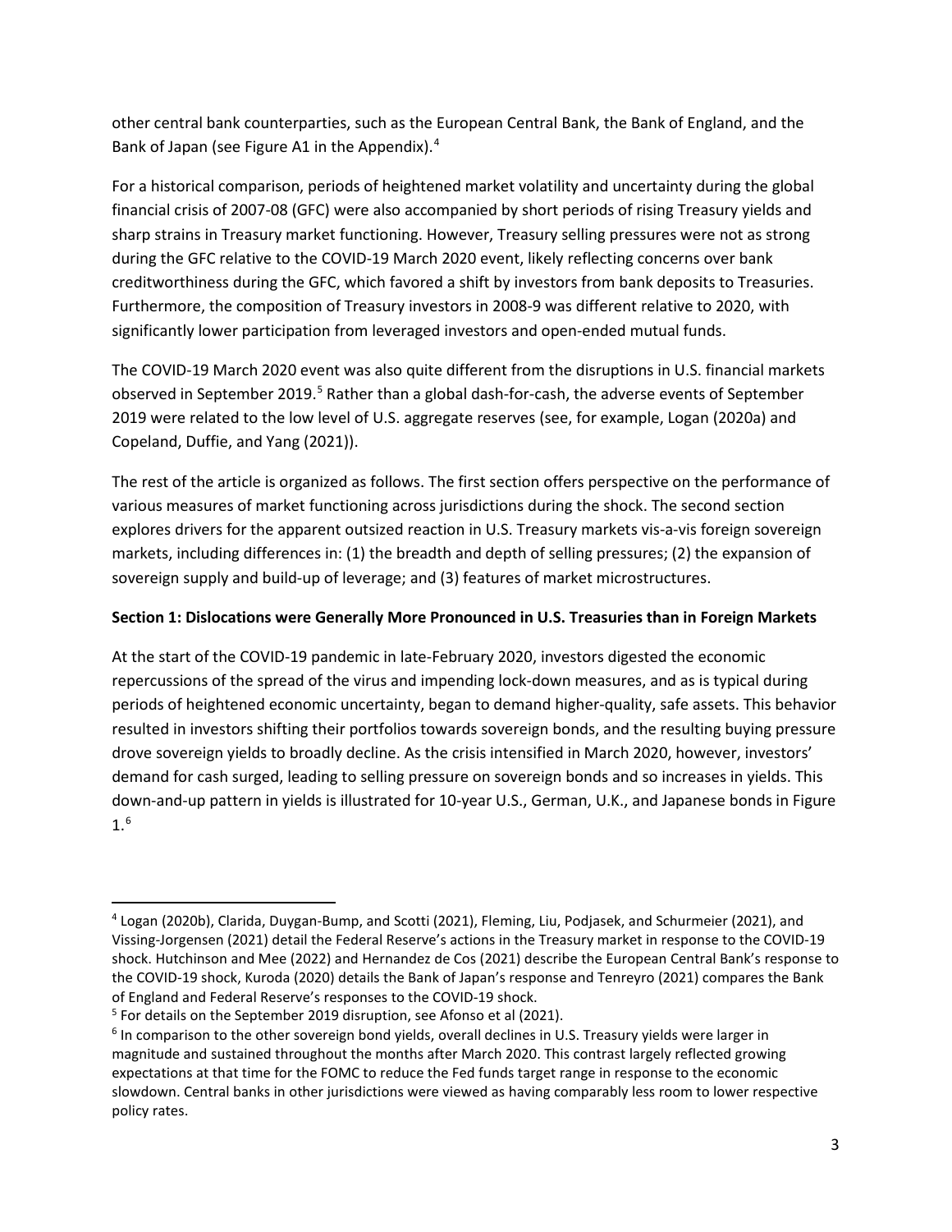other central bank counterparties, such as the European Central Bank, the Bank of England, and the Bank of Japan (see Figure A1 in the Appendix).[4]

For a historical comparison, periods of heightened market volatility and uncertainty during the global financial crisis of 2007-08 (GFC) were also accompanied by short periods of rising Treasury yields and sharp strains in Treasury market functioning. However, Treasury selling pressures were not as strong during the GFC relative to the COVID-19 March 2020 event, likely reflecting concerns over bank creditworthiness during the GFC, which favored a shift by investors from bank deposits to Treasuries. Furthermore, the composition of Treasury investors in 2008-9 was different relative to 2020, with significantly lower participation from leveraged investors and open-ended mutual funds.

The COVID-19 March 2020 event was also quite different from the disruptions in U.S. financial markets observed in September 2019.[5] Rather than a global dash-for-cash, the adverse events of September 2019 were related to the low level of U.S. aggregate reserves (see, for example, Logan (2020a) and Copeland, Duffie, and Yang (2021)).

The rest of the article is organized as follows. The first section offers perspective on the performance of various measures of market functioning across jurisdictions during the shock. The second section explores drivers for the apparent outsized reaction in U.S. Treasury markets vis-a-vis foreign sovereign markets, including differences in: (1) the breadth and depth of selling pressures; (2) the expansion of sovereign supply and build-up of leverage; and (3) features of market microstructures.

## Section 1: Dislocations were Generally More Pronounced in U.S. Treasuries than in Foreign Markets

At the start of the COVID-19 pandemic in late-February 2020, investors digested the economic repercussions of the spread of the virus and impending lock-down measures, and as is typical during periods of heightened economic uncertainty, began to demand higher-quality, safe assets. This behavior resulted in investors shifting their portfolios towards sovereign bonds, and the resulting buying pressure drove sovereign yields to broadly decline. As the crisis intensified in March 2020, however, investors' demand for cash surged, leading to selling pressure on sovereign bonds and so increases in yields. This down-and-up pattern in yields is illustrated for 10-year U.S., German, U.K., and Japanese bonds in Figure 1.[6]

---

[4] Logan (2020b), Clarida, Duygan-Bump, and Scotti (2021), Fleming, Liu, Podjasek, and Schurmeier (2021), and Vissing-Jorgensen (2021) detail the Federal Reserve's actions in the Treasury market in response to the COVID-19 shock. Hutchinson and Mee (2022) and Hernandez de Cos (2021) describe the European Central Bank's response to the COVID-19 shock, Kuroda (2020) details the Bank of Japan's response and Tenreyro (2021) compares the Bank of England and Federal Reserve's responses to the COVID-19 shock.

[5] For details on the September 2019 disruption, see Afonso et al (2021).

[6] In comparison to the other sovereign bond yields, overall declines in U.S. Treasury yields were larger in magnitude and sustained throughout the months after March 2020. This contrast largely reflected growing expectations at that time for the FOMC to reduce the Fed funds target range in response to the economic slowdown. Central banks in other jurisdictions were viewed as having comparably less room to lower respective policy rates.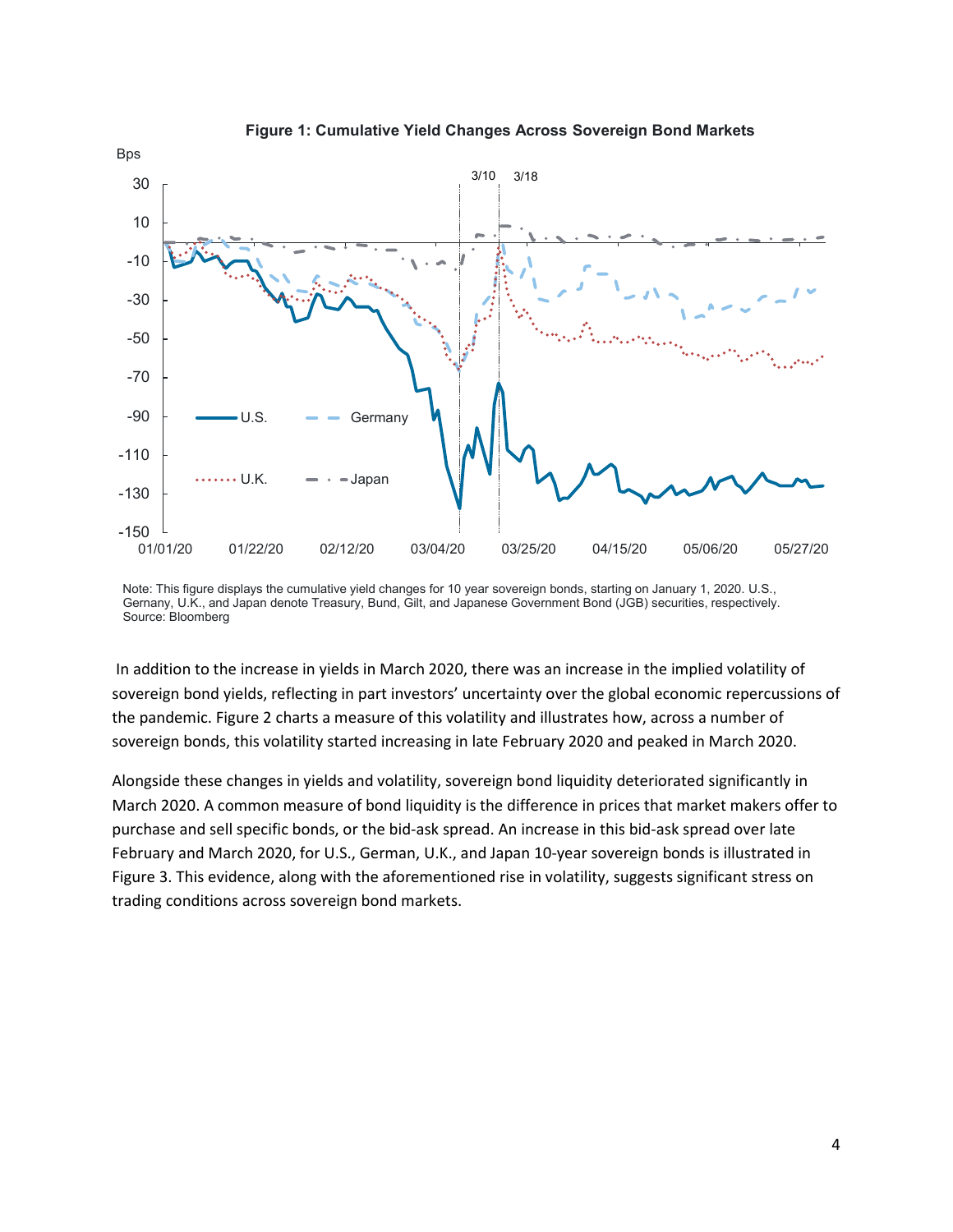**Figure 1: Cumulative Yield Changes Across Sovereign Bond Markets**

Note: This figure displays the cumulative yield changes for 10 year sovereign bonds, starting on January 1, 2020. U.S., Gernany, U.K., and Japan denote Treasury, Bund, Gilt, and Japanese Government Bond (JGB) securities, respectively.
Source: Bloomberg

In addition to the increase in yields in March 2020, there was an increase in the implied volatility of sovereign bond yields, reflecting in part investors' uncertainty over the global economic repercussions of the pandemic. Figure 2 charts a measure of this volatility and illustrates how, across a number of sovereign bonds, this volatility started increasing in late February 2020 and peaked in March 2020.

Alongside these changes in yields and volatility, sovereign bond liquidity deteriorated significantly in March 2020. A common measure of bond liquidity is the difference in prices that market makers offer to purchase and sell specific bonds, or the bid-ask spread. An increase in this bid-ask spread over late February and March 2020, for U.S., German, U.K., and Japan 10-year sovereign bonds is illustrated in Figure 3. This evidence, along with the aforementioned rise in volatility, suggests significant stress on trading conditions across sovereign bond markets.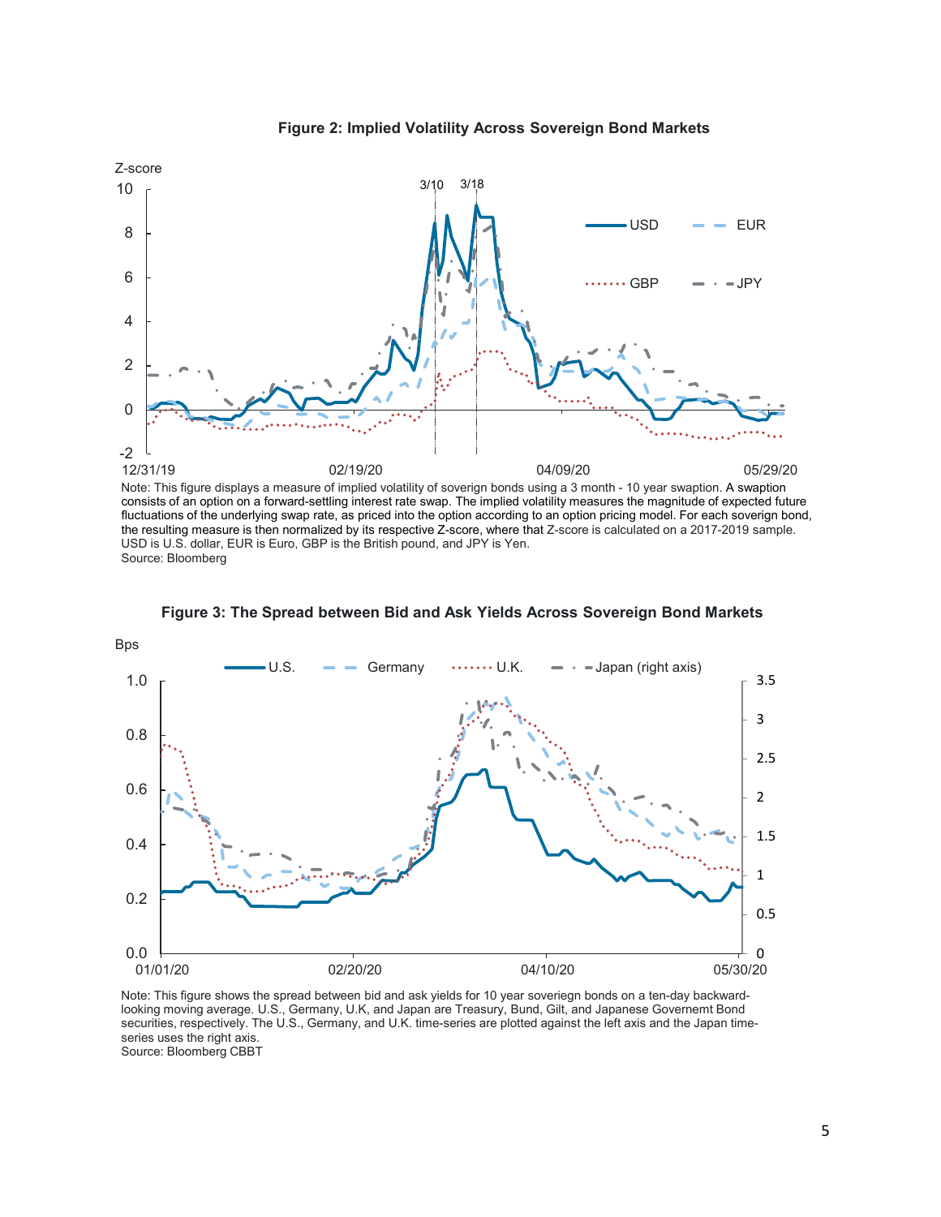**Figure 2: Implied Volatility Across Sovereign Bond Markets**

Note: This figure displays a measure of implied volatility of soverign bonds using a 3 month - 10 year swaption. A swaption consists of an option on a forward-settling interest rate swap. The implied volatility measures the magnitude of expected future fluctuations of the underlying swap rate, as priced into the option according to an option pricing model. For each soverign bond, the resulting measure is then normalized by its respective Z-score, where that Z-score is calculated on a 2017-2019 sample. USD is U.S. dollar, EUR is Euro, GBP is the British pound, and JPY is Yen.
Source: Bloomberg

**Figure 3: The Spread between Bid and Ask Yields Across Sovereign Bond Markets**

Note: This figure shows the spread between bid and ask yields for 10 year soveriegn bonds on a ten-day backward-looking moving average. U.S., Germany, U.K, and Japan are Treasury, Bund, Gilt, and Japanese Governemt Bond securities, respectively. The U.S., Germany, and U.K. time-series are plotted against the left axis and the Japan time-series uses the right axis.
Source: Bloomberg CBBT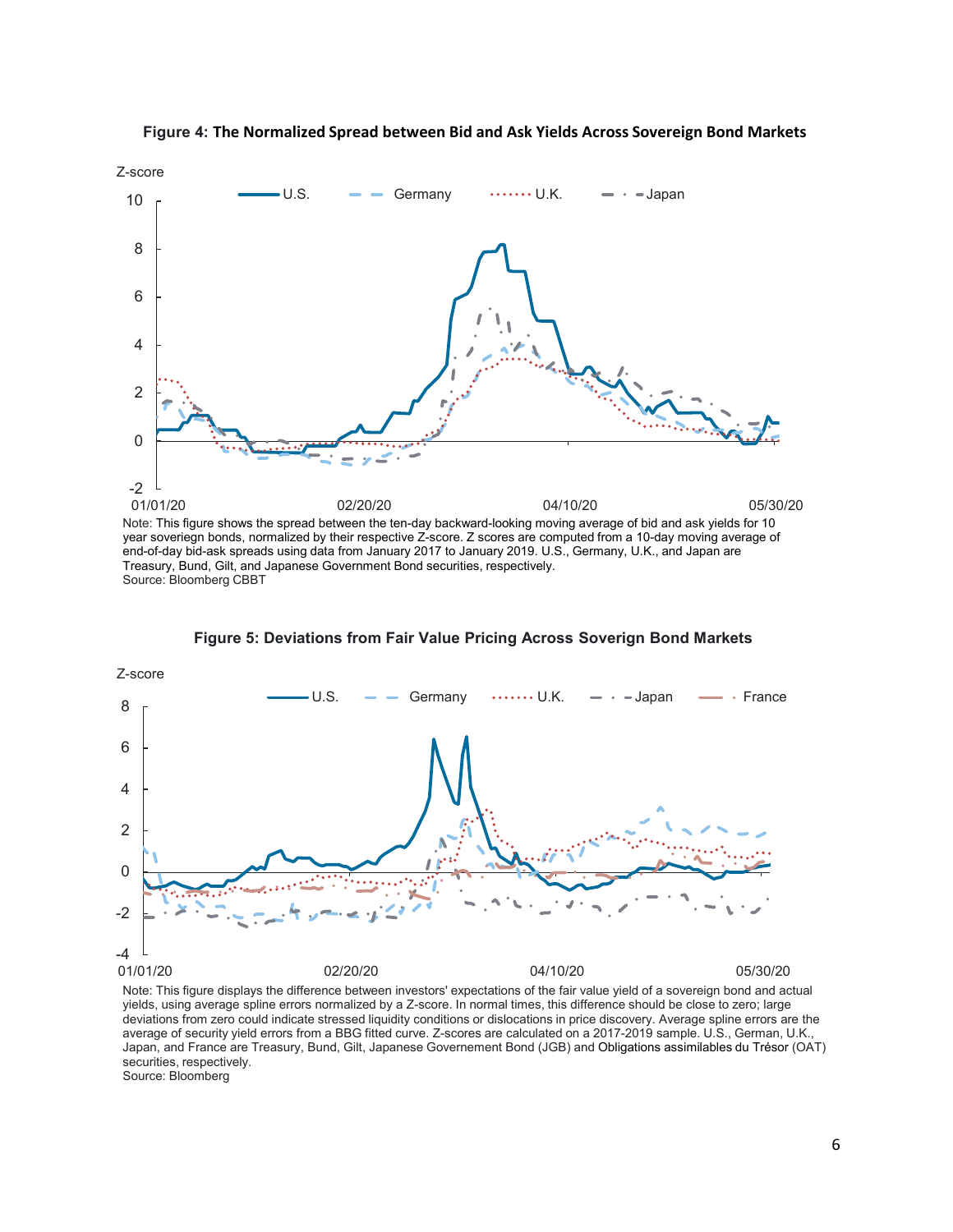**Figure 4: The Normalized Spread between Bid and Ask Yields Across Sovereign Bond Markets**

Note: This figure shows the spread between the ten-day backward-looking moving average of bid and ask yields for 10 year soveriegn bonds, normalized by their respective Z-score. Z scores are computed from a 10-day moving average of end-of-day bid-ask spreads using data from January 2017 to January 2019. U.S., Germany, U.K., and Japan are Treasury, Bund, Gilt, and Japanese Government Bond securities, respectively.
Source: Bloomberg CBBT

**Figure 5: Deviations from Fair Value Pricing Across Soverign Bond Markets**

Note: This figure displays the difference between investors' expectations of the fair value yield of a sovereign bond and actual yields, using average spline errors normalized by a Z-score. In normal times, this difference should be close to zero; large deviations from zero could indicate stressed liquidity conditions or dislocations in price discovery. Average spline errors are the average of security yield errors from a BBG fitted curve. Z-scores are calculated on a 2017-2019 sample. U.S., German, U.K., Japan, and France are Treasury, Bund, Gilt, Japanese Governement Bond (JGB) and Obligations assimilables du Trésor (OAT) securities, respectively.
Source: Bloomberg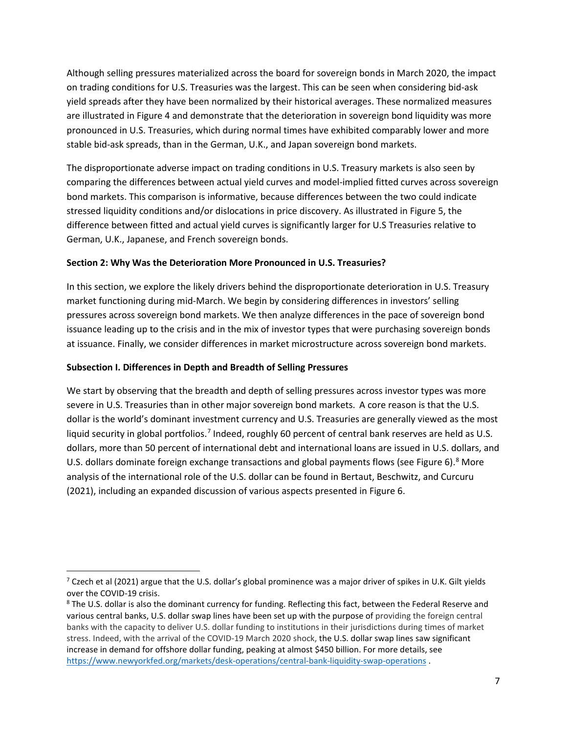Although selling pressures materialized across the board for sovereign bonds in March 2020, the impact on trading conditions for U.S. Treasuries was the largest. This can be seen when considering bid-ask yield spreads after they have been normalized by their historical averages. These normalized measures are illustrated in Figure 4 and demonstrate that the deterioration in sovereign bond liquidity was more pronounced in U.S. Treasuries, which during normal times have exhibited comparably lower and more stable bid-ask spreads, than in the German, U.K., and Japan sovereign bond markets.

The disproportionate adverse impact on trading conditions in U.S. Treasury markets is also seen by comparing the differences between actual yield curves and model-implied fitted curves across sovereign bond markets. This comparison is informative, because differences between the two could indicate stressed liquidity conditions and/or dislocations in price discovery. As illustrated in Figure 5, the difference between fitted and actual yield curves is significantly larger for U.S Treasuries relative to German, U.K., Japanese, and French sovereign bonds.

**Section 2: Why Was the Deterioration More Pronounced in U.S. Treasuries?**

In this section, we explore the likely drivers behind the disproportionate deterioration in U.S. Treasury market functioning during mid-March. We begin by considering differences in investors' selling pressures across sovereign bond markets. We then analyze differences in the pace of sovereign bond issuance leading up to the crisis and in the mix of investor types that were purchasing sovereign bonds at issuance. Finally, we consider differences in market microstructure across sovereign bond markets.

**Subsection I. Differences in Depth and Breadth of Selling Pressures**

We start by observing that the breadth and depth of selling pressures across investor types was more severe in U.S. Treasuries than in other major sovereign bond markets. A core reason is that the U.S. dollar is the world's dominant investment currency and U.S. Treasuries are generally viewed as the most liquid security in global portfolios.[7] Indeed, roughly 60 percent of central bank reserves are held as U.S. dollars, more than 50 percent of international debt and international loans are issued in U.S. dollars, and U.S. dollars dominate foreign exchange transactions and global payments flows (see Figure 6).[8] More analysis of the international role of the U.S. dollar can be found in Bertaut, Beschwitz, and Curcuru (2021), including an expanded discussion of various aspects presented in Figure 6.

---

[7] Czech et al (2021) argue that the U.S. dollar's global prominence was a major driver of spikes in U.K. Gilt yields over the COVID-19 crisis.

[8] The U.S. dollar is also the dominant currency for funding. Reflecting this fact, between the Federal Reserve and various central banks, U.S. dollar swap lines have been set up with the purpose of providing the foreign central banks with the capacity to deliver U.S. dollar funding to institutions in their jurisdictions during times of market stress. Indeed, with the arrival of the COVID-19 March 2020 shock, the U.S. dollar swap lines saw significant increase in demand for offshore dollar funding, peaking at almost $450 billion. For more details, see https://www.newyorkfed.org/markets/desk-operations/central-bank-liquidity-swap-operations .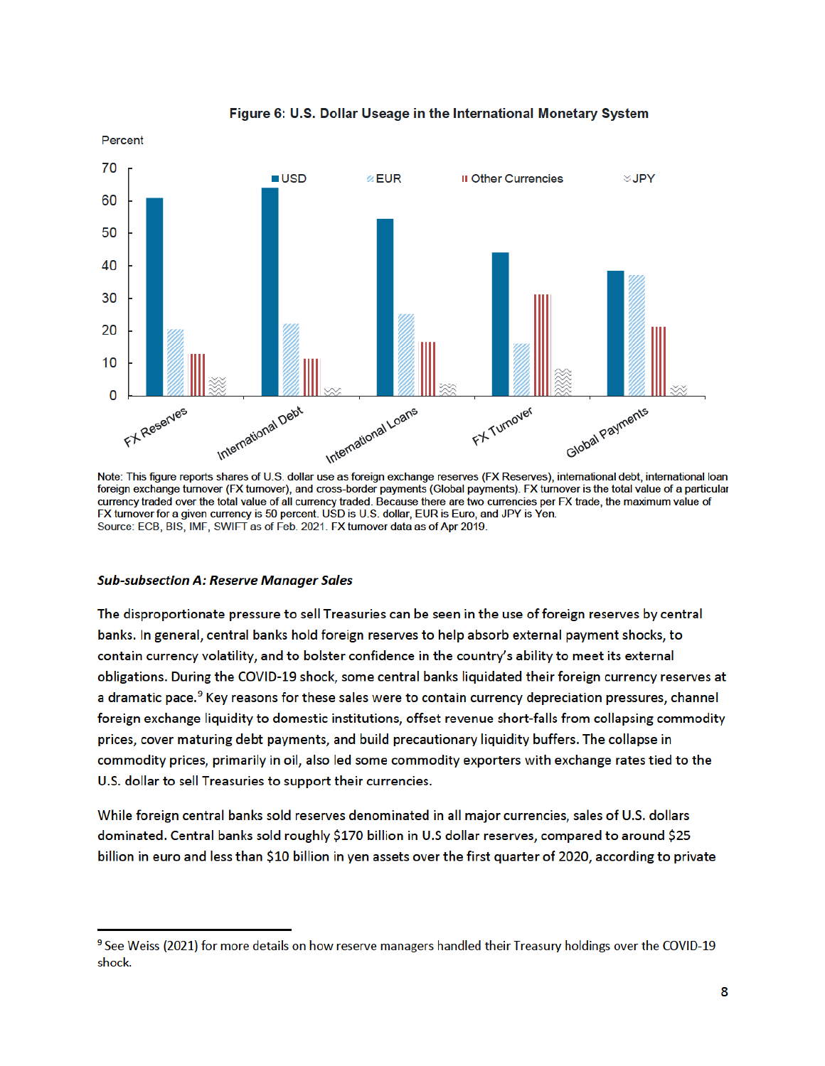**Figure 6: U.S. Dollar Useage in the International Monetary System**

Note: This figure reports shares of U.S. dollar use as foreign exchange reserves (FX Reserves), international debt, international loan foreign exchange turnover (FX turnover), and cross-border payments (Global payments). FX turnover is the total value of a particular currency traded over the total value of all currency traded. Because there are two currencies per FX trade, the maximum value of FX turnover for a given currency is 50 percent. USD is U.S. dollar, EUR is Euro, and JPY is Yen.
Source: ECB, BIS, IMF, SWIFT as of Feb. 2021. FX turnover data as of Apr 2019.

***Sub-subsection A: Reserve Manager Sales***

The disproportionate pressure to sell Treasuries can be seen in the use of foreign reserves by central banks. In general, central banks hold foreign reserves to help absorb external payment shocks, to contain currency volatility, and to bolster confidence in the country's ability to meet its external obligations. During the COVID-19 shock, some central banks liquidated their foreign currency reserves at a dramatic pace.[9] Key reasons for these sales were to contain currency depreciation pressures, channel foreign exchange liquidity to domestic institutions, offset revenue short-falls from collapsing commodity prices, cover maturing debt payments, and build precautionary liquidity buffers. The collapse in commodity prices, primarily in oil, also led some commodity exporters with exchange rates tied to the U.S. dollar to sell Treasuries to support their currencies.

While foreign central banks sold reserves denominated in all major currencies, sales of U.S. dollars dominated. Central banks sold roughly $170 billion in U.S dollar reserves, compared to around $25 billion in euro and less than $10 billion in yen assets over the first quarter of 2020, according to private

[9] See Weiss (2021) for more details on how reserve managers handled their Treasury holdings over the COVID-19 shock.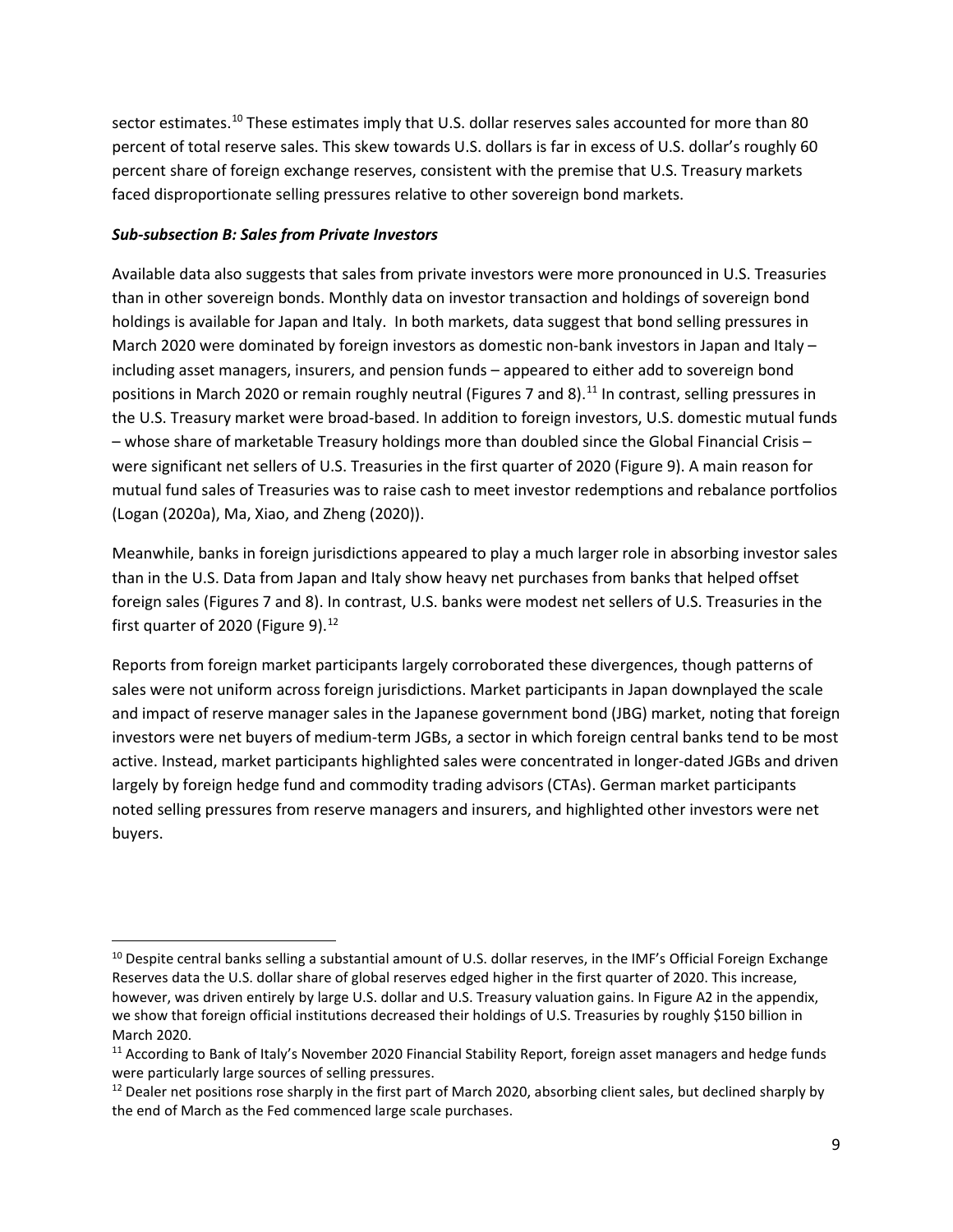sector estimates.[10] These estimates imply that U.S. dollar reserves sales accounted for more than 80 percent of total reserve sales. This skew towards U.S. dollars is far in excess of U.S. dollar's roughly 60 percent share of foreign exchange reserves, consistent with the premise that U.S. Treasury markets faced disproportionate selling pressures relative to other sovereign bond markets.

***Sub-subsection B: Sales from Private Investors***

Available data also suggests that sales from private investors were more pronounced in U.S. Treasuries than in other sovereign bonds. Monthly data on investor transaction and holdings of sovereign bond holdings is available for Japan and Italy. In both markets, data suggest that bond selling pressures in March 2020 were dominated by foreign investors as domestic non-bank investors in Japan and Italy – including asset managers, insurers, and pension funds – appeared to either add to sovereign bond positions in March 2020 or remain roughly neutral (Figures 7 and 8).[11] In contrast, selling pressures in the U.S. Treasury market were broad-based. In addition to foreign investors, U.S. domestic mutual funds – whose share of marketable Treasury holdings more than doubled since the Global Financial Crisis – were significant net sellers of U.S. Treasuries in the first quarter of 2020 (Figure 9). A main reason for mutual fund sales of Treasuries was to raise cash to meet investor redemptions and rebalance portfolios (Logan (2020a), Ma, Xiao, and Zheng (2020)).

Meanwhile, banks in foreign jurisdictions appeared to play a much larger role in absorbing investor sales than in the U.S. Data from Japan and Italy show heavy net purchases from banks that helped offset foreign sales (Figures 7 and 8). In contrast, U.S. banks were modest net sellers of U.S. Treasuries in the first quarter of 2020 (Figure 9).[12]

Reports from foreign market participants largely corroborated these divergences, though patterns of sales were not uniform across foreign jurisdictions. Market participants in Japan downplayed the scale and impact of reserve manager sales in the Japanese government bond (JBG) market, noting that foreign investors were net buyers of medium-term JGBs, a sector in which foreign central banks tend to be most active. Instead, market participants highlighted sales were concentrated in longer-dated JGBs and driven largely by foreign hedge fund and commodity trading advisors (CTAs). German market participants noted selling pressures from reserve managers and insurers, and highlighted other investors were net buyers.

---

[10] Despite central banks selling a substantial amount of U.S. dollar reserves, in the IMF's Official Foreign Exchange Reserves data the U.S. dollar share of global reserves edged higher in the first quarter of 2020. This increase, however, was driven entirely by large U.S. dollar and U.S. Treasury valuation gains. In Figure A2 in the appendix, we show that foreign official institutions decreased their holdings of U.S. Treasuries by roughly $150 billion in March 2020.

[11] According to Bank of Italy's November 2020 Financial Stability Report, foreign asset managers and hedge funds were particularly large sources of selling pressures.

[12] Dealer net positions rose sharply in the first part of March 2020, absorbing client sales, but declined sharply by the end of March as the Fed commenced large scale purchases.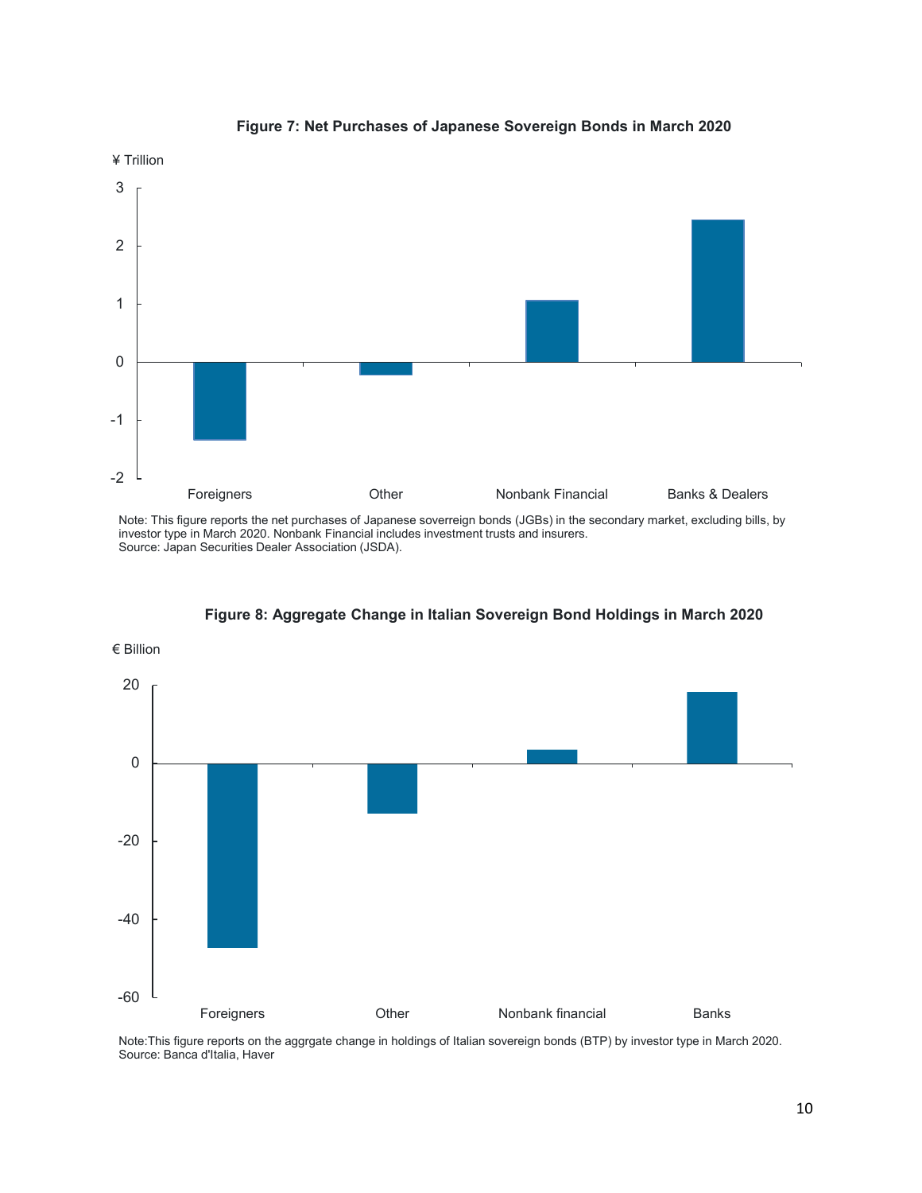**Figure 7: Net Purchases of Japanese Sovereign Bonds in March 2020**

Note: This figure reports the net purchases of Japanese soverreign bonds (JGBs) in the secondary market, excluding bills, by investor type in March 2020. Nonbank Financial includes investment trusts and insurers.
Source: Japan Securities Dealer Association (JSDA).

**Figure 8: Aggregate Change in Italian Sovereign Bond Holdings in March 2020**

Note:This figure reports on the aggrgate change in holdings of Italian sovereign bonds (BTP) by investor type in March 2020.
Source: Banca d'Italia, Haver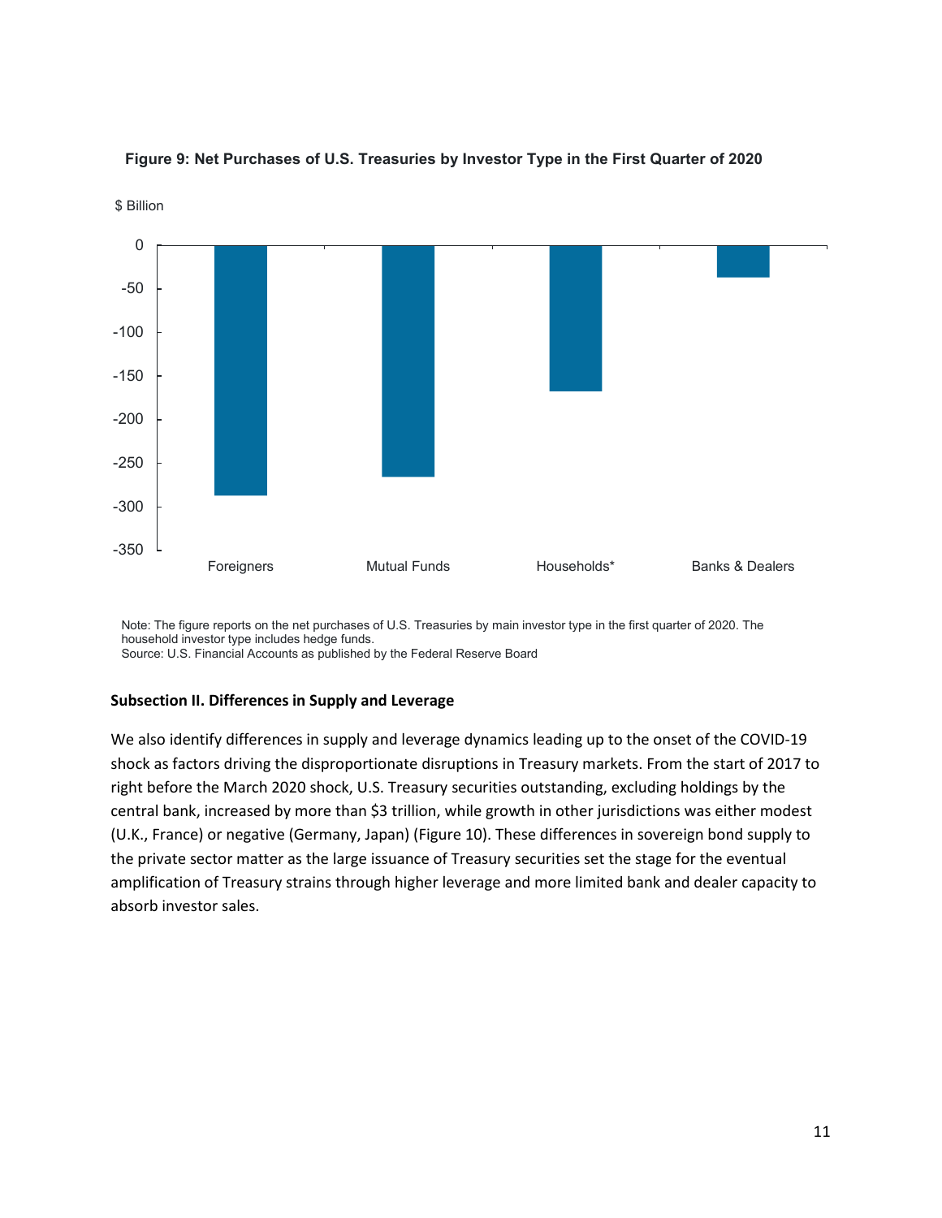**Figure 9: Net Purchases of U.S. Treasuries by Investor Type in the First Quarter of 2020**

Note: The figure reports on the net purchases of U.S. Treasuries by main investor type in the first quarter of 2020. The household investor type includes hedge funds.
Source: U.S. Financial Accounts as published by the Federal Reserve Board

### Subsection II. Differences in Supply and Leverage

We also identify differences in supply and leverage dynamics leading up to the onset of the COVID-19 shock as factors driving the disproportionate disruptions in Treasury markets. From the start of 2017 to right before the March 2020 shock, U.S. Treasury securities outstanding, excluding holdings by the central bank, increased by more than $3 trillion, while growth in other jurisdictions was either modest (U.K., France) or negative (Germany, Japan) (Figure 10). These differences in sovereign bond supply to the private sector matter as the large issuance of Treasury securities set the stage for the eventual amplification of Treasury strains through higher leverage and more limited bank and dealer capacity to absorb investor sales.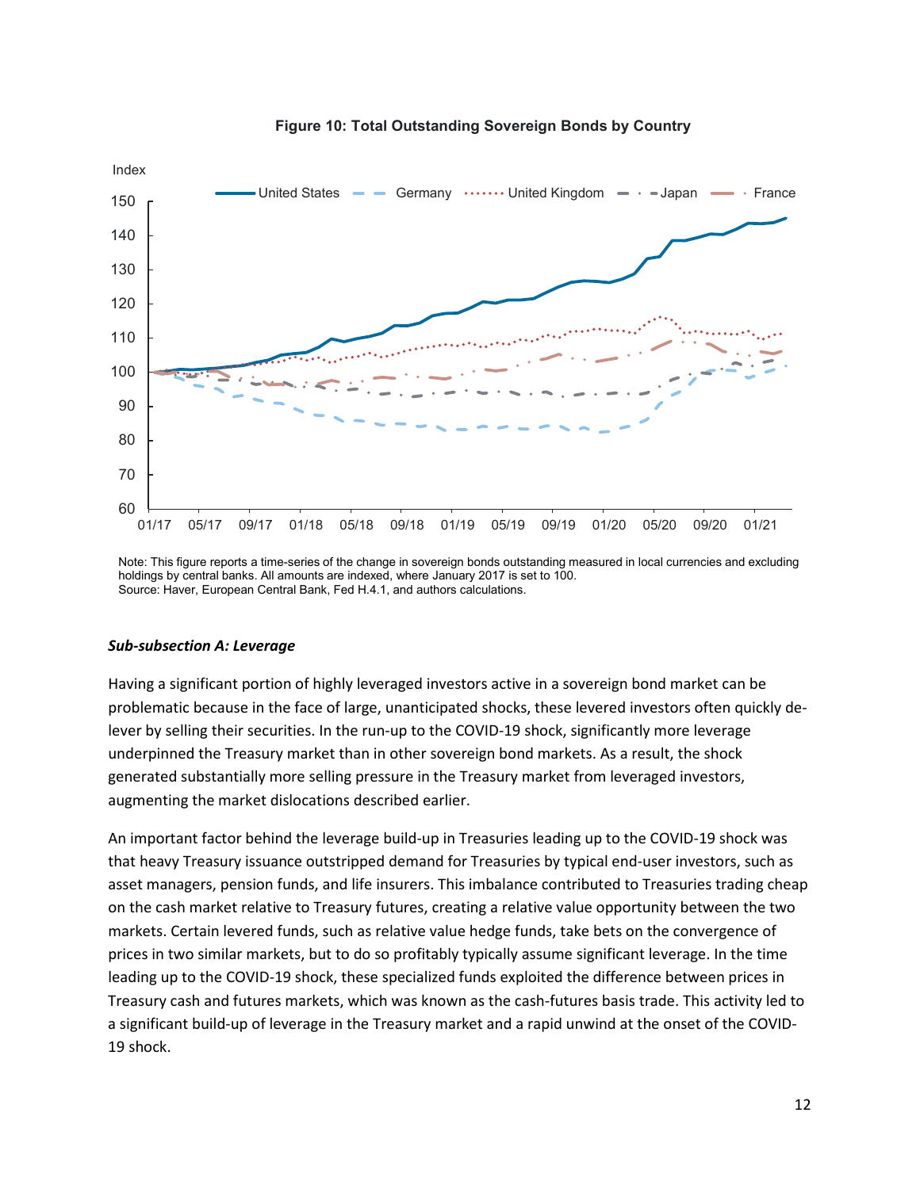**Figure 10: Total Outstanding Sovereign Bonds by Country**

Note: This figure reports a time-series of the change in sovereign bonds outstanding measured in local currencies and excluding holdings by central banks. All amounts are indexed, where January 2017 is set to 100.
Source: Haver, European Central Bank, Fed H.4.1, and authors calculations.

#### *Sub-subsection A: Leverage*

Having a significant portion of highly leveraged investors active in a sovereign bond market can be problematic because in the face of large, unanticipated shocks, these levered investors often quickly de-lever by selling their securities. In the run-up to the COVID-19 shock, significantly more leverage underpinned the Treasury market than in other sovereign bond markets. As a result, the shock generated substantially more selling pressure in the Treasury market from leveraged investors, augmenting the market dislocations described earlier.

An important factor behind the leverage build-up in Treasuries leading up to the COVID-19 shock was that heavy Treasury issuance outstripped demand for Treasuries by typical end-user investors, such as asset managers, pension funds, and life insurers. This imbalance contributed to Treasuries trading cheap on the cash market relative to Treasury futures, creating a relative value opportunity between the two markets. Certain levered funds, such as relative value hedge funds, take bets on the convergence of prices in two similar markets, but to do so profitably typically assume significant leverage. In the time leading up to the COVID-19 shock, these specialized funds exploited the difference between prices in Treasury cash and futures markets, which was known as the cash-futures basis trade. This activity led to a significant build-up of leverage in the Treasury market and a rapid unwind at the onset of the COVID-19 shock.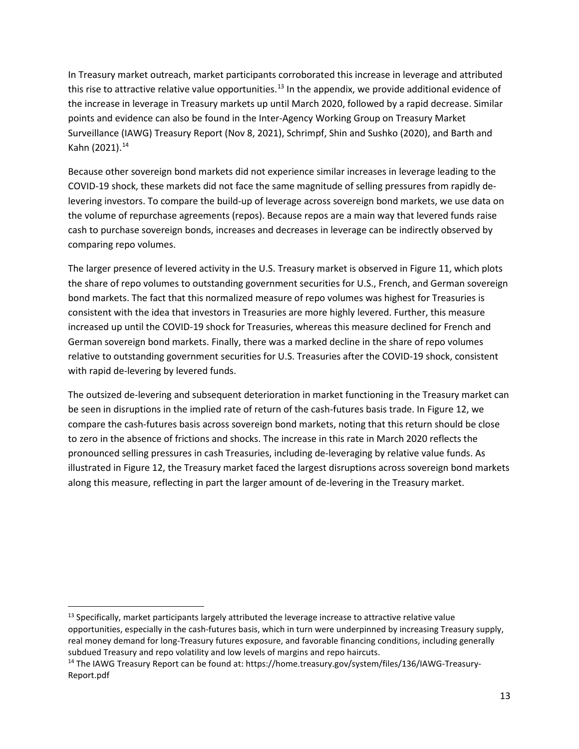In Treasury market outreach, market participants corroborated this increase in leverage and attributed this rise to attractive relative value opportunities.[13] In the appendix, we provide additional evidence of the increase in leverage in Treasury markets up until March 2020, followed by a rapid decrease. Similar points and evidence can also be found in the Inter-Agency Working Group on Treasury Market Surveillance (IAWG) Treasury Report (Nov 8, 2021), Schrimpf, Shin and Sushko (2020), and Barth and Kahn (2021).[14]

Because other sovereign bond markets did not experience similar increases in leverage leading to the COVID-19 shock, these markets did not face the same magnitude of selling pressures from rapidly de-levering investors. To compare the build-up of leverage across sovereign bond markets, we use data on the volume of repurchase agreements (repos). Because repos are a main way that levered funds raise cash to purchase sovereign bonds, increases and decreases in leverage can be indirectly observed by comparing repo volumes.

The larger presence of levered activity in the U.S. Treasury market is observed in Figure 11, which plots the share of repo volumes to outstanding government securities for U.S., French, and German sovereign bond markets. The fact that this normalized measure of repo volumes was highest for Treasuries is consistent with the idea that investors in Treasuries are more highly levered. Further, this measure increased up until the COVID-19 shock for Treasuries, whereas this measure declined for French and German sovereign bond markets. Finally, there was a marked decline in the share of repo volumes relative to outstanding government securities for U.S. Treasuries after the COVID-19 shock, consistent with rapid de-levering by levered funds.

The outsized de-levering and subsequent deterioration in market functioning in the Treasury market can be seen in disruptions in the implied rate of return of the cash-futures basis trade. In Figure 12, we compare the cash-futures basis across sovereign bond markets, noting that this return should be close to zero in the absence of frictions and shocks. The increase in this rate in March 2020 reflects the pronounced selling pressures in cash Treasuries, including de-leveraging by relative value funds. As illustrated in Figure 12, the Treasury market faced the largest disruptions across sovereign bond markets along this measure, reflecting in part the larger amount of de-levering in the Treasury market.

---

[13] Specifically, market participants largely attributed the leverage increase to attractive relative value opportunities, especially in the cash-futures basis, which in turn were underpinned by increasing Treasury supply, real money demand for long-Treasury futures exposure, and favorable financing conditions, including generally subdued Treasury and repo volatility and low levels of margins and repo haircuts.

[14] The IAWG Treasury Report can be found at: https://home.treasury.gov/system/files/136/IAWG-Treasury-Report.pdf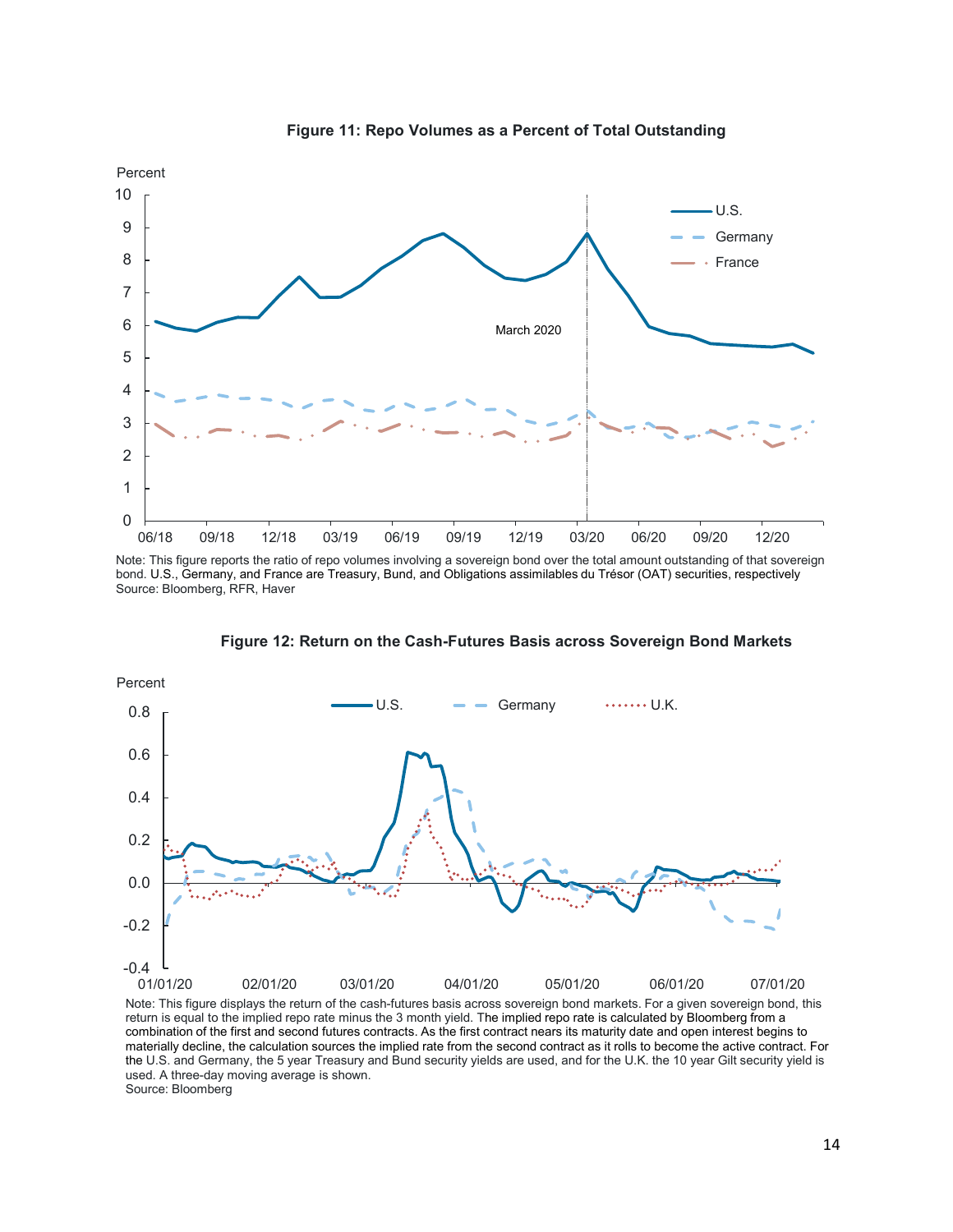**Figure 11: Repo Volumes as a Percent of Total Outstanding**

Note: This figure reports the ratio of repo volumes involving a sovereign bond over the total amount outstanding of that sovereign bond. U.S., Germany, and France are Treasury, Bund, and Obligations assimilables du Trésor (OAT) securities, respectively
Source: Bloomberg, RFR, Haver

**Figure 12: Return on the Cash-Futures Basis across Sovereign Bond Markets**

Note: This figure displays the return of the cash-futures basis across sovereign bond markets. For a given sovereign bond, this return is equal to the implied repo rate minus the 3 month yield. The implied repo rate is calculated by Bloomberg from a combination of the first and second futures contracts. As the first contract nears its maturity date and open interest begins to materially decline, the calculation sources the implied rate from the second contract as it rolls to become the active contract. For the U.S. and Germany, the 5 year Treasury and Bund security yields are used, and for the U.K. the 10 year Gilt security yield is used. A three-day moving average is shown.
Source: Bloomberg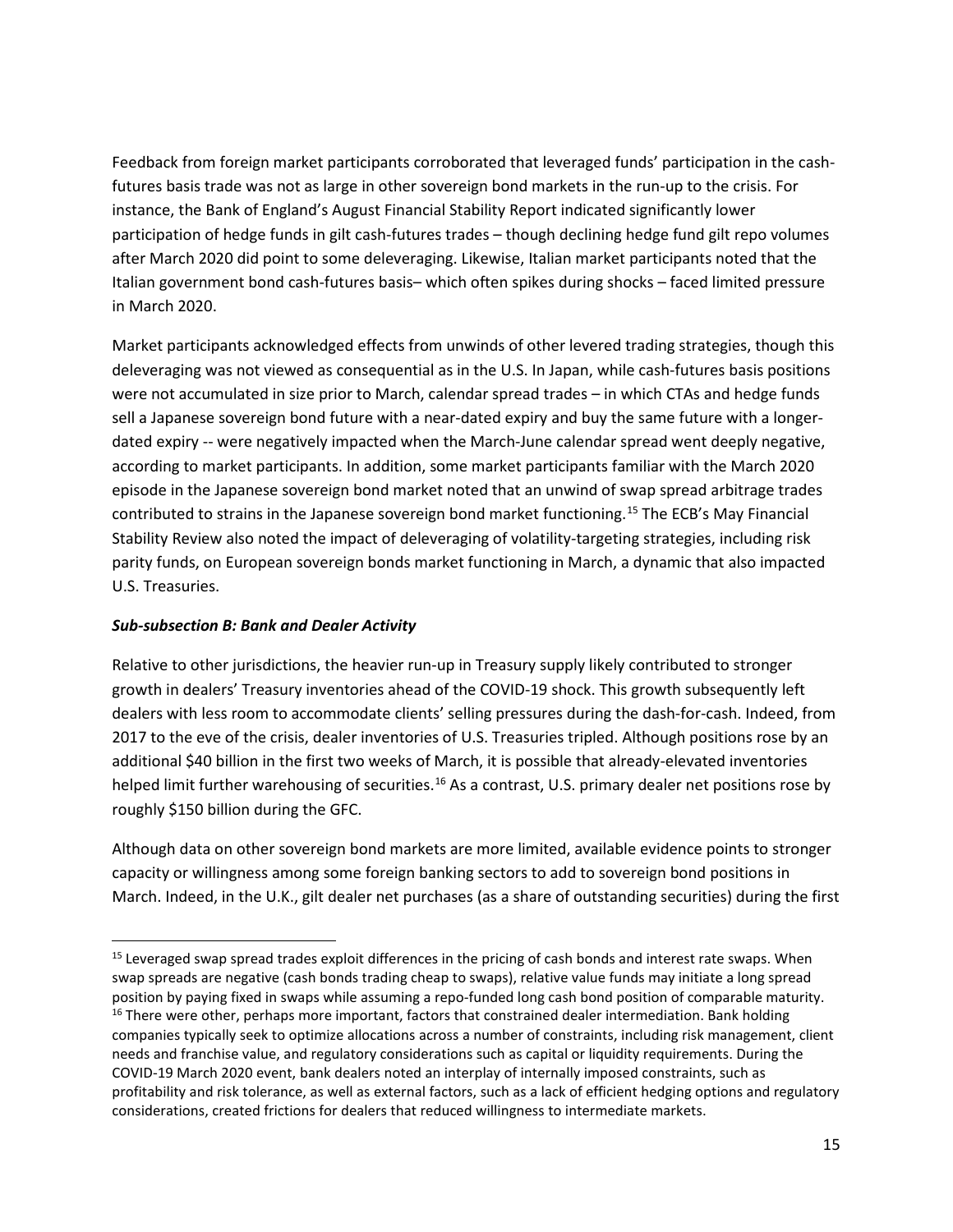Feedback from foreign market participants corroborated that leveraged funds' participation in the cash-futures basis trade was not as large in other sovereign bond markets in the run-up to the crisis. For instance, the Bank of England's August Financial Stability Report indicated significantly lower participation of hedge funds in gilt cash-futures trades – though declining hedge fund gilt repo volumes after March 2020 did point to some deleveraging. Likewise, Italian market participants noted that the Italian government bond cash-futures basis– which often spikes during shocks – faced limited pressure in March 2020.

Market participants acknowledged effects from unwinds of other levered trading strategies, though this deleveraging was not viewed as consequential as in the U.S. In Japan, while cash-futures basis positions were not accumulated in size prior to March, calendar spread trades – in which CTAs and hedge funds sell a Japanese sovereign bond future with a near-dated expiry and buy the same future with a longer-dated expiry -- were negatively impacted when the March-June calendar spread went deeply negative, according to market participants. In addition, some market participants familiar with the March 2020 episode in the Japanese sovereign bond market noted that an unwind of swap spread arbitrage trades contributed to strains in the Japanese sovereign bond market functioning.[15] The ECB's May Financial Stability Review also noted the impact of deleveraging of volatility-targeting strategies, including risk parity funds, on European sovereign bonds market functioning in March, a dynamic that also impacted U.S. Treasuries.

***Sub-subsection B: Bank and Dealer Activity***

Relative to other jurisdictions, the heavier run-up in Treasury supply likely contributed to stronger growth in dealers' Treasury inventories ahead of the COVID-19 shock. This growth subsequently left dealers with less room to accommodate clients' selling pressures during the dash-for-cash. Indeed, from 2017 to the eve of the crisis, dealer inventories of U.S. Treasuries tripled. Although positions rose by an additional $40 billion in the first two weeks of March, it is possible that already-elevated inventories helped limit further warehousing of securities.[16] As a contrast, U.S. primary dealer net positions rose by roughly $150 billion during the GFC.

Although data on other sovereign bond markets are more limited, available evidence points to stronger capacity or willingness among some foreign banking sectors to add to sovereign bond positions in March. Indeed, in the U.K., gilt dealer net purchases (as a share of outstanding securities) during the first

---

[15] Leveraged swap spread trades exploit differences in the pricing of cash bonds and interest rate swaps. When swap spreads are negative (cash bonds trading cheap to swaps), relative value funds may initiate a long spread position by paying fixed in swaps while assuming a repo-funded long cash bond position of comparable maturity.

[16] There were other, perhaps more important, factors that constrained dealer intermediation. Bank holding companies typically seek to optimize allocations across a number of constraints, including risk management, client needs and franchise value, and regulatory considerations such as capital or liquidity requirements. During the COVID-19 March 2020 event, bank dealers noted an interplay of internally imposed constraints, such as profitability and risk tolerance, as well as external factors, such as a lack of efficient hedging options and regulatory considerations, created frictions for dealers that reduced willingness to intermediate markets.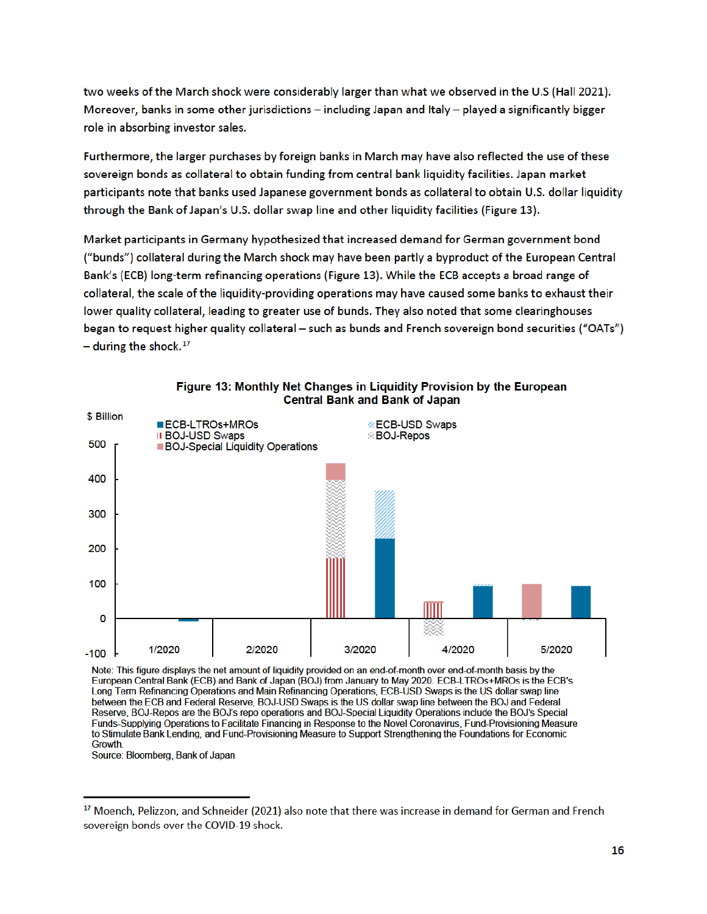two weeks of the March shock were considerably larger than what we observed in the U.S (Hall 2021). Moreover, banks in some other jurisdictions – including Japan and Italy – played a significantly bigger role in absorbing investor sales.

Furthermore, the larger purchases by foreign banks in March may have also reflected the use of these sovereign bonds as collateral to obtain funding from central bank liquidity facilities. Japan market participants note that banks used Japanese government bonds as collateral to obtain U.S. dollar liquidity through the Bank of Japan's U.S. dollar swap line and other liquidity facilities (Figure 13).

Market participants in Germany hypothesized that increased demand for German government bond ("bunds") collateral during the March shock may have been partly a byproduct of the European Central Bank's (ECB) long-term refinancing operations (Figure 13). While the ECB accepts a broad range of collateral, the scale of the liquidity-providing operations may have caused some banks to exhaust their lower quality collateral, leading to greater use of bunds. They also noted that some clearinghouses began to request higher quality collateral – such as bunds and French sovereign bond securities ("OATs") – during the shock.[17]

**Figure 13: Monthly Net Changes in Liquidity Provision by the European Central Bank and Bank of Japan**

$ Billion

Legend: ECB-LTROs+MROs; ECB-USD Swaps; BOJ-USD Swaps; BOJ-Repos; BOJ-Special Liquidity Operations

Note: This figure displays the net amount of liquidity provided on an end-of-month over end-of-month basis by the European Central Bank (ECB) and Bank of Japan (BOJ) from January to May 2020. ECB-LTROs+MROs is the ECB's Long Term Refinancing Operations and Main Refinancing Operations, ECB-USD Swaps is the US dollar swap line between the ECB and Federal Reserve, BOJ-USD Swaps is the US dollar swap line between the BOJ and Federal Reserve, BOJ-Repos are the BOJ's repo operations and BOJ-Special Liquidity Operations include the BOJ's Special Funds-Supplying Operations to Facilitate Financing in Response to the Novel Coronavirus, Fund-Provisioning Measure to Stimulate Bank Lending, and Fund-Provisioning Measure to Support Strengthening the Foundations for Economic Growth.
Source: Bloomberg, Bank of Japan

[17] Moench, Pelizzon, and Schneider (2021) also note that there was increase in demand for German and French sovereign bonds over the COVID-19 shock.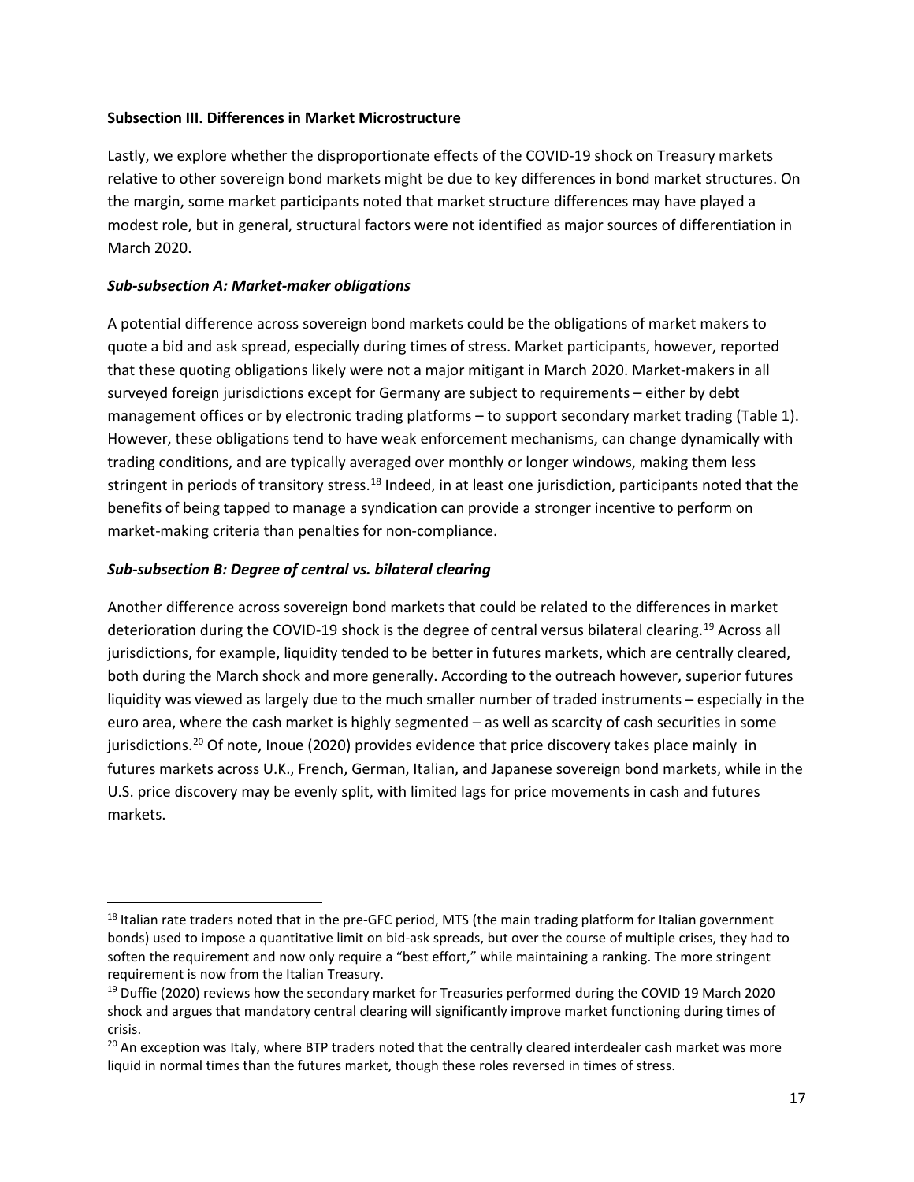**Subsection III. Differences in Market Microstructure**

Lastly, we explore whether the disproportionate effects of the COVID-19 shock on Treasury markets relative to other sovereign bond markets might be due to key differences in bond market structures. On the margin, some market participants noted that market structure differences may have played a modest role, but in general, structural factors were not identified as major sources of differentiation in March 2020.

***Sub-subsection A: Market-maker obligations***

A potential difference across sovereign bond markets could be the obligations of market makers to quote a bid and ask spread, especially during times of stress. Market participants, however, reported that these quoting obligations likely were not a major mitigant in March 2020. Market-makers in all surveyed foreign jurisdictions except for Germany are subject to requirements – either by debt management offices or by electronic trading platforms – to support secondary market trading (Table 1). However, these obligations tend to have weak enforcement mechanisms, can change dynamically with trading conditions, and are typically averaged over monthly or longer windows, making them less stringent in periods of transitory stress.[18] Indeed, in at least one jurisdiction, participants noted that the benefits of being tapped to manage a syndication can provide a stronger incentive to perform on market-making criteria than penalties for non-compliance.

***Sub-subsection B: Degree of central vs. bilateral clearing***

Another difference across sovereign bond markets that could be related to the differences in market deterioration during the COVID-19 shock is the degree of central versus bilateral clearing.[19] Across all jurisdictions, for example, liquidity tended to be better in futures markets, which are centrally cleared, both during the March shock and more generally. According to the outreach however, superior futures liquidity was viewed as largely due to the much smaller number of traded instruments – especially in the euro area, where the cash market is highly segmented – as well as scarcity of cash securities in some jurisdictions.[20] Of note, Inoue (2020) provides evidence that price discovery takes place mainly in futures markets across U.K., French, German, Italian, and Japanese sovereign bond markets, while in the U.S. price discovery may be evenly split, with limited lags for price movements in cash and futures markets.

---

[18] Italian rate traders noted that in the pre-GFC period, MTS (the main trading platform for Italian government bonds) used to impose a quantitative limit on bid-ask spreads, but over the course of multiple crises, they had to soften the requirement and now only require a "best effort," while maintaining a ranking. The more stringent requirement is now from the Italian Treasury.

[19] Duffie (2020) reviews how the secondary market for Treasuries performed during the COVID 19 March 2020 shock and argues that mandatory central clearing will significantly improve market functioning during times of crisis.

[20] An exception was Italy, where BTP traders noted that the centrally cleared interdealer cash market was more liquid in normal times than the futures market, though these roles reversed in times of stress.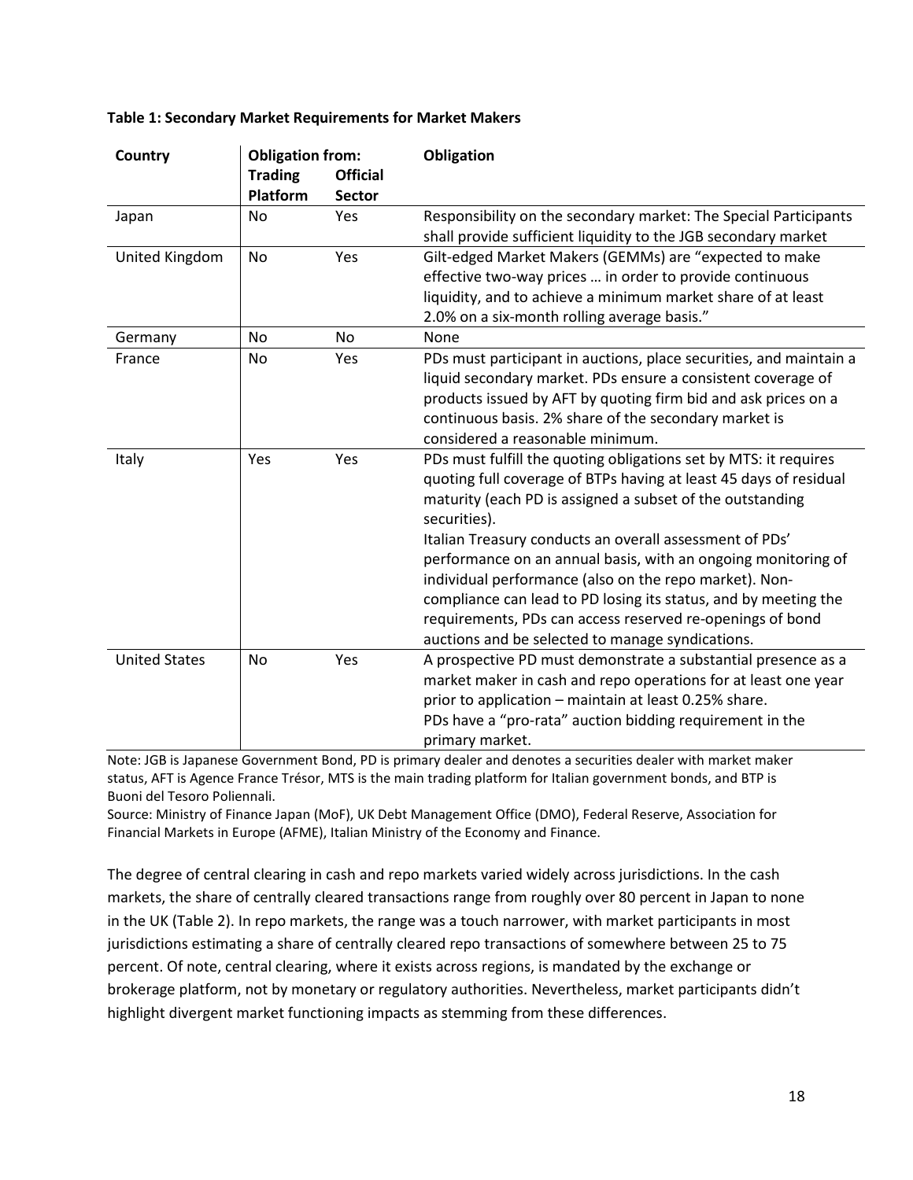**Table 1: Secondary Market Requirements for Market Makers**

| Country | Obligation from: | | Obligation |
|---|---|---|---|
| | Trading Platform | Official Sector | |
| Japan | No | Yes | Responsibility on the secondary market: The Special Participants shall provide sufficient liquidity to the JGB secondary market |
| United Kingdom | No | Yes | Gilt-edged Market Makers (GEMMs) are "expected to make effective two-way prices … in order to provide continuous liquidity, and to achieve a minimum market share of at least 2.0% on a six-month rolling average basis." |
| Germany | No | No | None |
| France | No | Yes | PDs must participant in auctions, place securities, and maintain a liquid secondary market. PDs ensure a consistent coverage of products issued by AFT by quoting firm bid and ask prices on a continuous basis. 2% share of the secondary market is considered a reasonable minimum. |
| Italy | Yes | Yes | PDs must fulfill the quoting obligations set by MTS: it requires quoting full coverage of BTPs having at least 45 days of residual maturity (each PD is assigned a subset of the outstanding securities).<br>Italian Treasury conducts an overall assessment of PDs' performance on an annual basis, with an ongoing monitoring of individual performance (also on the repo market). Non-compliance can lead to PD losing its status, and by meeting the requirements, PDs can access reserved re-openings of bond auctions and be selected to manage syndications. |
| United States | No | Yes | A prospective PD must demonstrate a substantial presence as a market maker in cash and repo operations for at least one year prior to application – maintain at least 0.25% share.<br>PDs have a "pro-rata" auction bidding requirement in the primary market. |

Note: JGB is Japanese Government Bond, PD is primary dealer and denotes a securities dealer with market maker status, AFT is Agence France Trésor, MTS is the main trading platform for Italian government bonds, and BTP is Buoni del Tesoro Poliennali.

Source: Ministry of Finance Japan (MoF), UK Debt Management Office (DMO), Federal Reserve, Association for Financial Markets in Europe (AFME), Italian Ministry of the Economy and Finance.

The degree of central clearing in cash and repo markets varied widely across jurisdictions. In the cash markets, the share of centrally cleared transactions range from roughly over 80 percent in Japan to none in the UK (Table 2). In repo markets, the range was a touch narrower, with market participants in most jurisdictions estimating a share of centrally cleared repo transactions of somewhere between 25 to 75 percent. Of note, central clearing, where it exists across regions, is mandated by the exchange or brokerage platform, not by monetary or regulatory authorities. Nevertheless, market participants didn't highlight divergent market functioning impacts as stemming from these differences.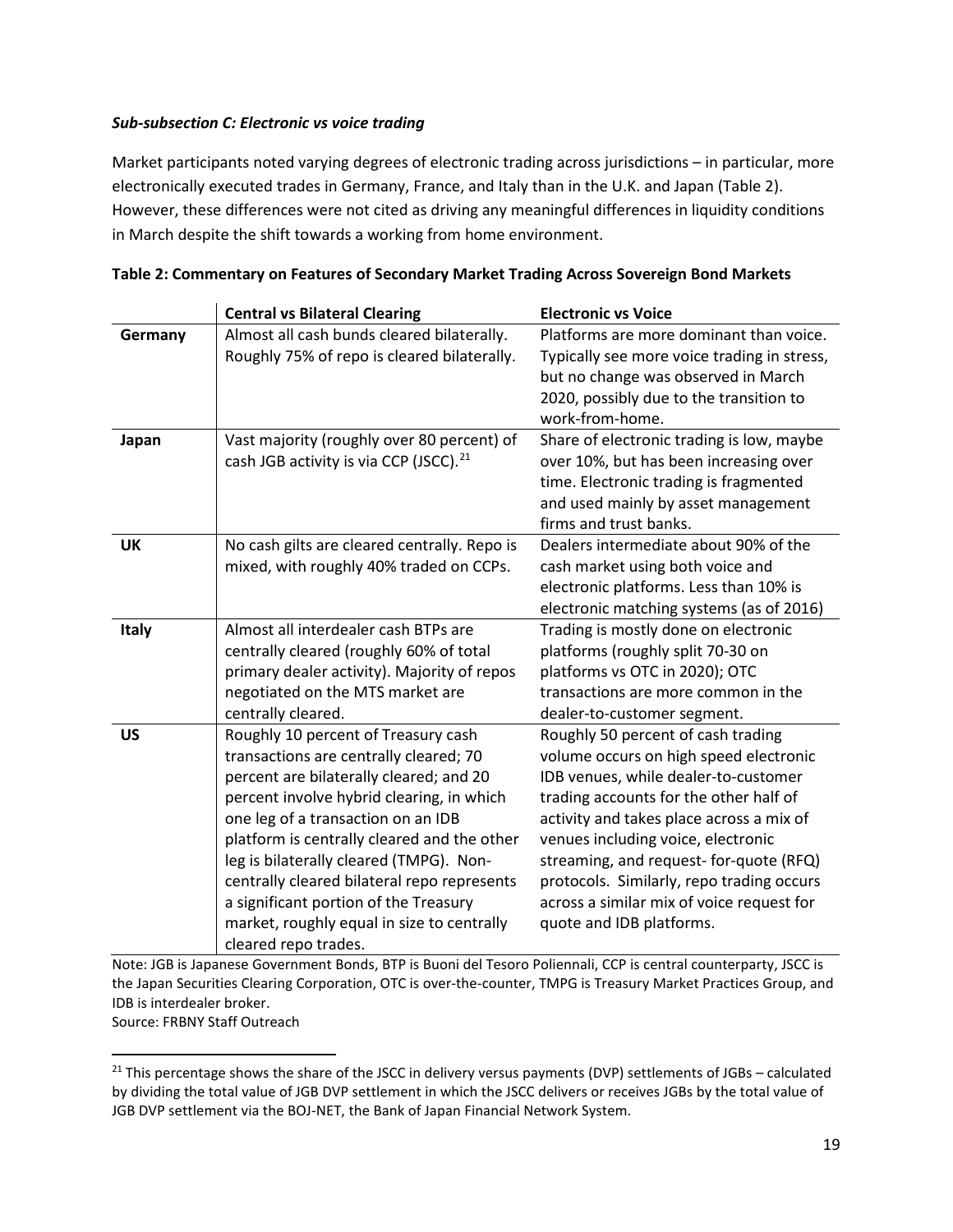***Sub-subsection C: Electronic vs voice trading***

Market participants noted varying degrees of electronic trading across jurisdictions – in particular, more electronically executed trades in Germany, France, and Italy than in the U.K. and Japan (Table 2). However, these differences were not cited as driving any meaningful differences in liquidity conditions in March despite the shift towards a working from home environment.

**Table 2: Commentary on Features of Secondary Market Trading Across Sovereign Bond Markets**

| | **Central vs Bilateral Clearing** | **Electronic vs Voice** |
|---|---|---|
| **Germany** | Almost all cash bunds cleared bilaterally. Roughly 75% of repo is cleared bilaterally. | Platforms are more dominant than voice. Typically see more voice trading in stress, but no change was observed in March 2020, possibly due to the transition to work-from-home. |
| **Japan** | Vast majority (roughly over 80 percent) of cash JGB activity is via CCP (JSCC).[21] | Share of electronic trading is low, maybe over 10%, but has been increasing over time. Electronic trading is fragmented and used mainly by asset management firms and trust banks. |
| **UK** | No cash gilts are cleared centrally. Repo is mixed, with roughly 40% traded on CCPs. | Dealers intermediate about 90% of the cash market using both voice and electronic platforms. Less than 10% is electronic matching systems (as of 2016) |
| **Italy** | Almost all interdealer cash BTPs are centrally cleared (roughly 60% of total primary dealer activity). Majority of repos negotiated on the MTS market are centrally cleared. | Trading is mostly done on electronic platforms (roughly split 70-30 on platforms vs OTC in 2020); OTC transactions are more common in the dealer-to-customer segment. |
| **US** | Roughly 10 percent of Treasury cash transactions are centrally cleared; 70 percent are bilaterally cleared; and 20 percent involve hybrid clearing, in which one leg of a transaction on an IDB platform is centrally cleared and the other leg is bilaterally cleared (TMPG). Non-centrally cleared bilateral repo represents a significant portion of the Treasury market, roughly equal in size to centrally cleared repo trades. | Roughly 50 percent of cash trading volume occurs on high speed electronic IDB venues, while dealer-to-customer trading accounts for the other half of activity and takes place across a mix of venues including voice, electronic streaming, and request- for-quote (RFQ) protocols. Similarly, repo trading occurs across a similar mix of voice request for quote and IDB platforms. |

Note: JGB is Japanese Government Bonds, BTP is Buoni del Tesoro Poliennali, CCP is central counterparty, JSCC is the Japan Securities Clearing Corporation, OTC is over-the-counter, TMPG is Treasury Market Practices Group, and IDB is interdealer broker.
Source: FRBNY Staff Outreach

[21] This percentage shows the share of the JSCC in delivery versus payments (DVP) settlements of JGBs – calculated by dividing the total value of JGB DVP settlement in which the JSCC delivers or receives JGBs by the total value of JGB DVP settlement via the BOJ-NET, the Bank of Japan Financial Network System.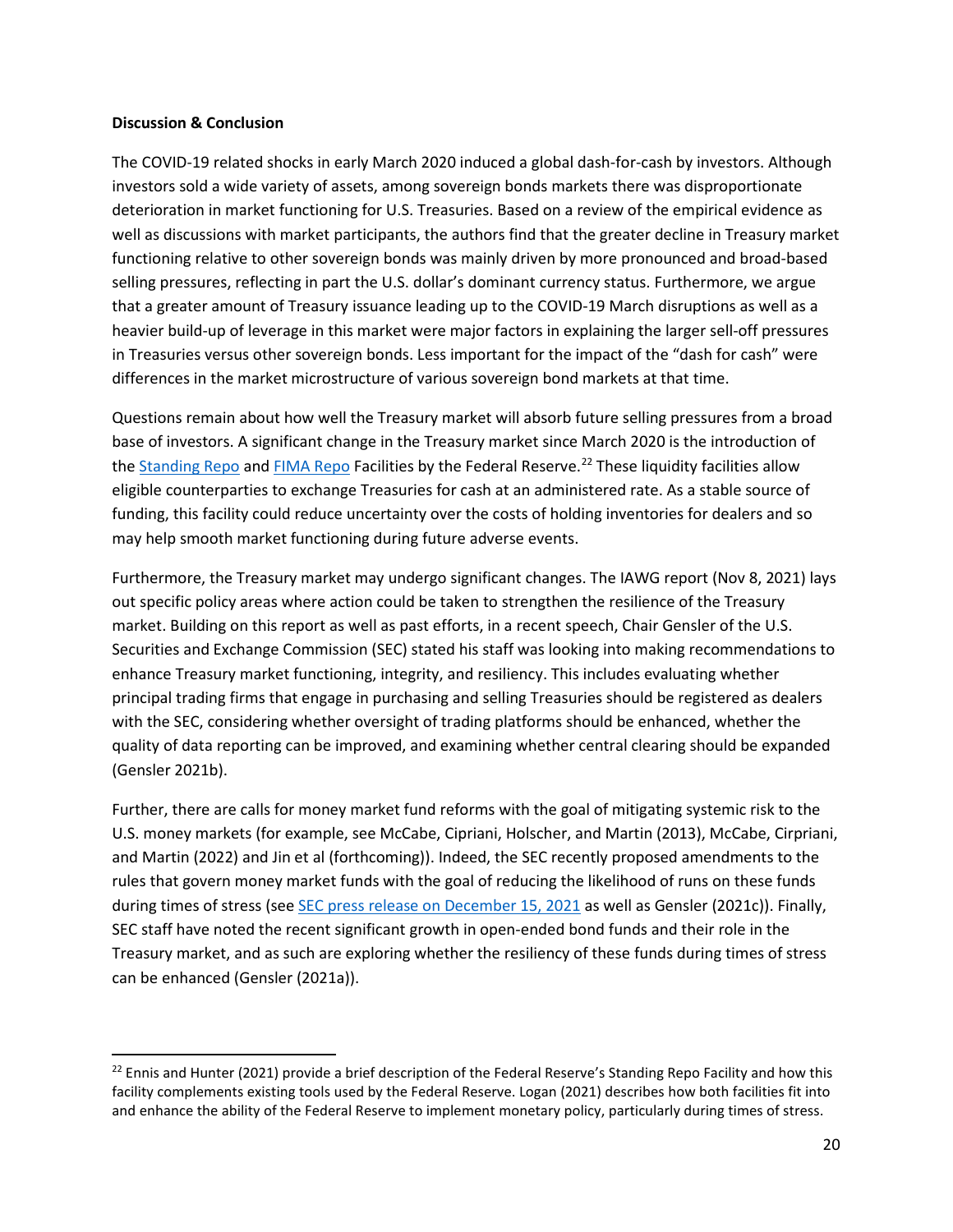**Discussion & Conclusion**

The COVID-19 related shocks in early March 2020 induced a global dash-for-cash by investors. Although investors sold a wide variety of assets, among sovereign bonds markets there was disproportionate deterioration in market functioning for U.S. Treasuries. Based on a review of the empirical evidence as well as discussions with market participants, the authors find that the greater decline in Treasury market functioning relative to other sovereign bonds was mainly driven by more pronounced and broad-based selling pressures, reflecting in part the U.S. dollar's dominant currency status. Furthermore, we argue that a greater amount of Treasury issuance leading up to the COVID-19 March disruptions as well as a heavier build-up of leverage in this market were major factors in explaining the larger sell-off pressures in Treasuries versus other sovereign bonds. Less important for the impact of the "dash for cash" were differences in the market microstructure of various sovereign bond markets at that time.

Questions remain about how well the Treasury market will absorb future selling pressures from a broad base of investors. A significant change in the Treasury market since March 2020 is the introduction of the Standing Repo and FIMA Repo Facilities by the Federal Reserve.[22] These liquidity facilities allow eligible counterparties to exchange Treasuries for cash at an administered rate. As a stable source of funding, this facility could reduce uncertainty over the costs of holding inventories for dealers and so may help smooth market functioning during future adverse events.

Furthermore, the Treasury market may undergo significant changes. The IAWG report (Nov 8, 2021) lays out specific policy areas where action could be taken to strengthen the resilience of the Treasury market. Building on this report as well as past efforts, in a recent speech, Chair Gensler of the U.S. Securities and Exchange Commission (SEC) stated his staff was looking into making recommendations to enhance Treasury market functioning, integrity, and resiliency. This includes evaluating whether principal trading firms that engage in purchasing and selling Treasuries should be registered as dealers with the SEC, considering whether oversight of trading platforms should be enhanced, whether the quality of data reporting can be improved, and examining whether central clearing should be expanded (Gensler 2021b).

Further, there are calls for money market fund reforms with the goal of mitigating systemic risk to the U.S. money markets (for example, see McCabe, Cipriani, Holscher, and Martin (2013), McCabe, Cirpriani, and Martin (2022) and Jin et al (forthcoming)). Indeed, the SEC recently proposed amendments to the rules that govern money market funds with the goal of reducing the likelihood of runs on these funds during times of stress (see SEC press release on December 15, 2021 as well as Gensler (2021c)). Finally, SEC staff have noted the recent significant growth in open-ended bond funds and their role in the Treasury market, and as such are exploring whether the resiliency of these funds during times of stress can be enhanced (Gensler (2021a)).

---

[22] Ennis and Hunter (2021) provide a brief description of the Federal Reserve's Standing Repo Facility and how this facility complements existing tools used by the Federal Reserve. Logan (2021) describes how both facilities fit into and enhance the ability of the Federal Reserve to implement monetary policy, particularly during times of stress.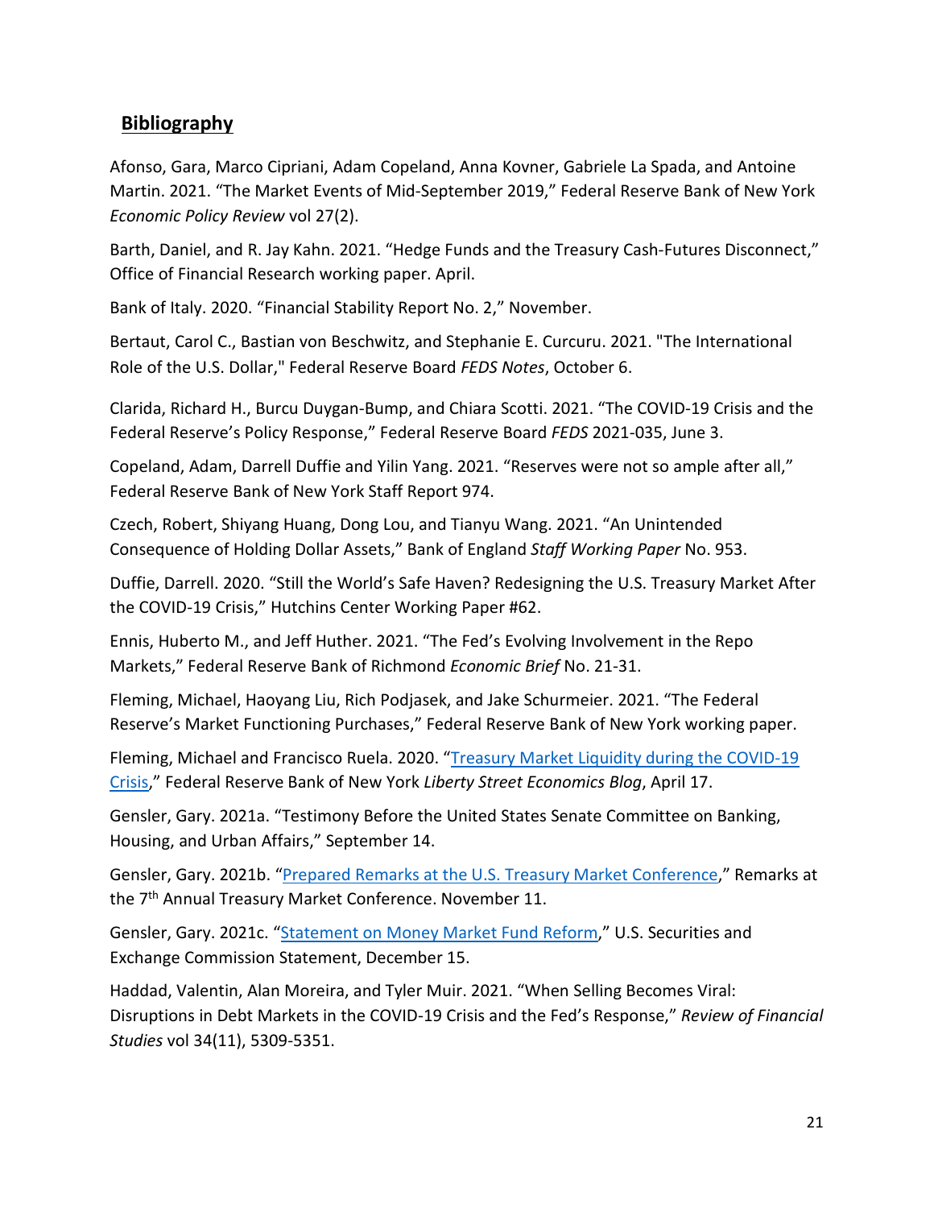## Bibliography

Afonso, Gara, Marco Cipriani, Adam Copeland, Anna Kovner, Gabriele La Spada, and Antoine Martin. 2021. "The Market Events of Mid-September 2019," Federal Reserve Bank of New York *Economic Policy Review* vol 27(2).

Barth, Daniel, and R. Jay Kahn. 2021. "Hedge Funds and the Treasury Cash-Futures Disconnect," Office of Financial Research working paper. April.

Bank of Italy. 2020. "Financial Stability Report No. 2," November.

Bertaut, Carol C., Bastian von Beschwitz, and Stephanie E. Curcuru. 2021. "The International Role of the U.S. Dollar," Federal Reserve Board *FEDS Notes*, October 6.

Clarida, Richard H., Burcu Duygan-Bump, and Chiara Scotti. 2021. "The COVID-19 Crisis and the Federal Reserve's Policy Response," Federal Reserve Board *FEDS* 2021-035, June 3.

Copeland, Adam, Darrell Duffie and Yilin Yang. 2021. "Reserves were not so ample after all," Federal Reserve Bank of New York Staff Report 974.

Czech, Robert, Shiyang Huang, Dong Lou, and Tianyu Wang. 2021. "An Unintended Consequence of Holding Dollar Assets," Bank of England *Staff Working Paper* No. 953.

Duffie, Darrell. 2020. "Still the World's Safe Haven? Redesigning the U.S. Treasury Market After the COVID-19 Crisis," Hutchins Center Working Paper #62.

Ennis, Huberto M., and Jeff Huther. 2021. "The Fed's Evolving Involvement in the Repo Markets," Federal Reserve Bank of Richmond *Economic Brief* No. 21-31.

Fleming, Michael, Haoyang Liu, Rich Podjasek, and Jake Schurmeier. 2021. "The Federal Reserve's Market Functioning Purchases," Federal Reserve Bank of New York working paper.

Fleming, Michael and Francisco Ruela. 2020. "Treasury Market Liquidity during the COVID-19 Crisis," Federal Reserve Bank of New York *Liberty Street Economics Blog*, April 17.

Gensler, Gary. 2021a. "Testimony Before the United States Senate Committee on Banking, Housing, and Urban Affairs," September 14.

Gensler, Gary. 2021b. "Prepared Remarks at the U.S. Treasury Market Conference," Remarks at the 7th Annual Treasury Market Conference. November 11.

Gensler, Gary. 2021c. "Statement on Money Market Fund Reform," U.S. Securities and Exchange Commission Statement, December 15.

Haddad, Valentin, Alan Moreira, and Tyler Muir. 2021. "When Selling Becomes Viral: Disruptions in Debt Markets in the COVID-19 Crisis and the Fed's Response," *Review of Financial Studies* vol 34(11), 5309-5351.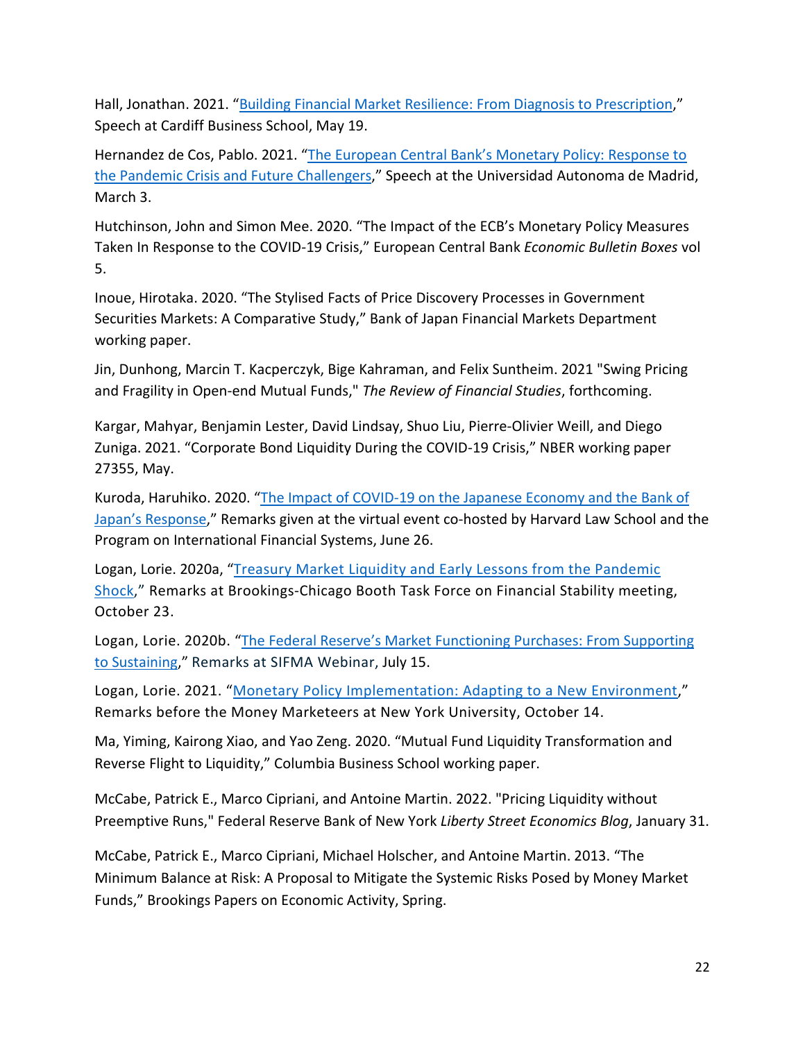Hall, Jonathan. 2021. "Building Financial Market Resilience: From Diagnosis to Prescription," Speech at Cardiff Business School, May 19.

Hernandez de Cos, Pablo. 2021. "The European Central Bank's Monetary Policy: Response to the Pandemic Crisis and Future Challengers," Speech at the Universidad Autonoma de Madrid, March 3.

Hutchinson, John and Simon Mee. 2020. "The Impact of the ECB's Monetary Policy Measures Taken In Response to the COVID-19 Crisis," European Central Bank *Economic Bulletin Boxes* vol 5.

Inoue, Hirotaka. 2020. "The Stylised Facts of Price Discovery Processes in Government Securities Markets: A Comparative Study," Bank of Japan Financial Markets Department working paper.

Jin, Dunhong, Marcin T. Kacperczyk, Bige Kahraman, and Felix Suntheim. 2021 "Swing Pricing and Fragility in Open-end Mutual Funds," *The Review of Financial Studies*, forthcoming.

Kargar, Mahyar, Benjamin Lester, David Lindsay, Shuo Liu, Pierre-Olivier Weill, and Diego Zuniga. 2021. "Corporate Bond Liquidity During the COVID-19 Crisis," NBER working paper 27355, May.

Kuroda, Haruhiko. 2020. "The Impact of COVID-19 on the Japanese Economy and the Bank of Japan's Response," Remarks given at the virtual event co-hosted by Harvard Law School and the Program on International Financial Systems, June 26.

Logan, Lorie. 2020a, "Treasury Market Liquidity and Early Lessons from the Pandemic Shock," Remarks at Brookings-Chicago Booth Task Force on Financial Stability meeting, October 23.

Logan, Lorie. 2020b. "The Federal Reserve's Market Functioning Purchases: From Supporting to Sustaining," Remarks at SIFMA Webinar, July 15.

Logan, Lorie. 2021. "Monetary Policy Implementation: Adapting to a New Environment," Remarks before the Money Marketeers at New York University, October 14.

Ma, Yiming, Kairong Xiao, and Yao Zeng. 2020. "Mutual Fund Liquidity Transformation and Reverse Flight to Liquidity," Columbia Business School working paper.

McCabe, Patrick E., Marco Cipriani, and Antoine Martin. 2022. "Pricing Liquidity without Preemptive Runs," Federal Reserve Bank of New York *Liberty Street Economics Blog*, January 31.

McCabe, Patrick E., Marco Cipriani, Michael Holscher, and Antoine Martin. 2013. "The Minimum Balance at Risk: A Proposal to Mitigate the Systemic Risks Posed by Money Market Funds," Brookings Papers on Economic Activity, Spring.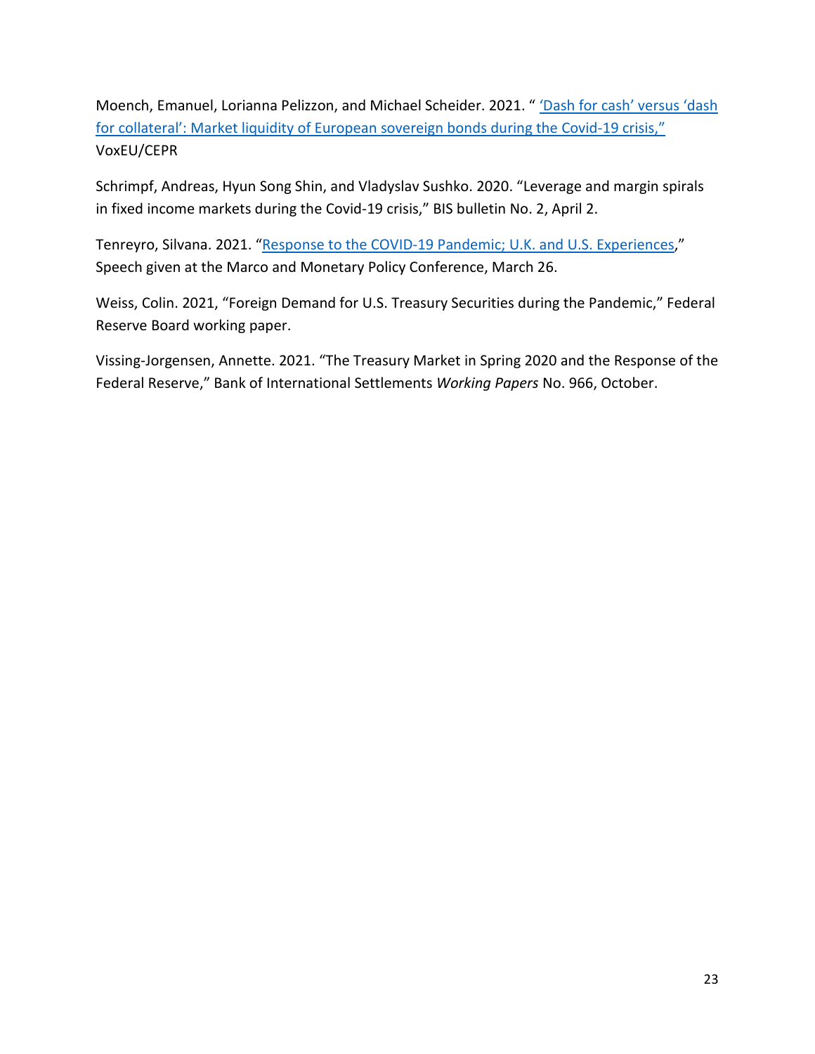Moench, Emanuel, Lorianna Pelizzon, and Michael Scheider. 2021. " 'Dash for cash' versus 'dash for collateral': Market liquidity of European sovereign bonds during the Covid-19 crisis," VoxEU/CEPR

Schrimpf, Andreas, Hyun Song Shin, and Vladyslav Sushko. 2020. "Leverage and margin spirals in fixed income markets during the Covid-19 crisis," BIS bulletin No. 2, April 2.

Tenreyro, Silvana. 2021. "Response to the COVID-19 Pandemic; U.K. and U.S. Experiences," Speech given at the Marco and Monetary Policy Conference, March 26.

Weiss, Colin. 2021, "Foreign Demand for U.S. Treasury Securities during the Pandemic," Federal Reserve Board working paper.

Vissing-Jorgensen, Annette. 2021. "The Treasury Market in Spring 2020 and the Response of the Federal Reserve," Bank of International Settlements *Working Papers* No. 966, October.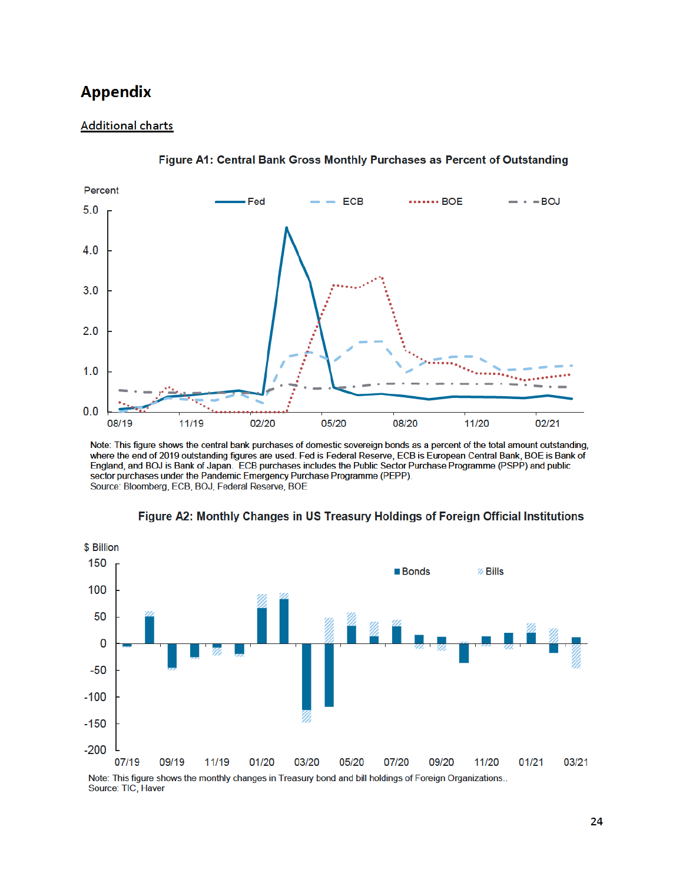# Appendix

## Additional charts

**Figure A1: Central Bank Gross Monthly Purchases as Percent of Outstanding**

Note: This figure shows the central bank purchases of domestic sovereign bonds as a percent of the total amount outstanding, where the end of 2019 outstanding figures are used. Fed is Federal Reserve, ECB is European Central Bank, BOE is Bank of England, and BOJ is Bank of Japan. ECB purchases includes the Public Sector Purchase Programme (PSPP) and public sector purchases under the Pandemic Emergency Purchase Programme (PEPP).
Source: Bloomberg, ECB, BOJ, Federal Reserve, BOE

**Figure A2: Monthly Changes in US Treasury Holdings of Foreign Official Institutions**

Note: This figure shows the monthly changes in Treasury bond and bill holdings of Foreign Organizations..
Source: TIC, Haver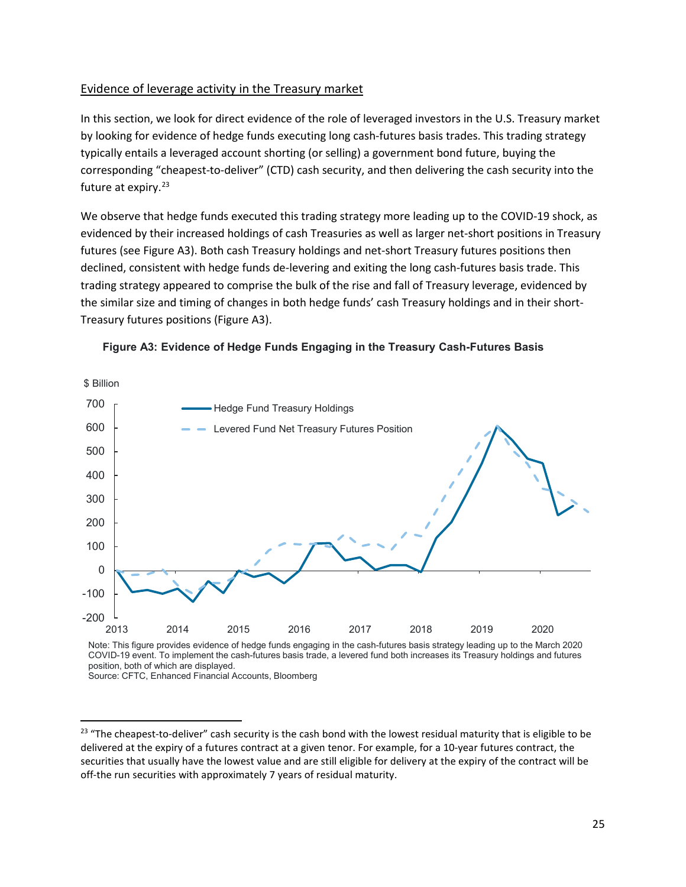Evidence of leverage activity in the Treasury market

In this section, we look for direct evidence of the role of leveraged investors in the U.S. Treasury market by looking for evidence of hedge funds executing long cash-futures basis trades. This trading strategy typically entails a leveraged account shorting (or selling) a government bond future, buying the corresponding "cheapest-to-deliver" (CTD) cash security, and then delivering the cash security into the future at expiry.[23]

We observe that hedge funds executed this trading strategy more leading up to the COVID-19 shock, as evidenced by their increased holdings of cash Treasuries as well as larger net-short positions in Treasury futures (see Figure A3). Both cash Treasury holdings and net-short Treasury futures positions then declined, consistent with hedge funds de-levering and exiting the long cash-futures basis trade. This trading strategy appeared to comprise the bulk of the rise and fall of Treasury leverage, evidenced by the similar size and timing of changes in both hedge funds' cash Treasury holdings and in their short-Treasury futures positions (Figure A3).

**Figure A3: Evidence of Hedge Funds Engaging in the Treasury Cash-Futures Basis**

$ Billion

700
600
500
400
300
200
100
0
-100
-200

2013 2014 2015 2016 2017 2018 2019 2020

Hedge Fund Treasury Holdings

Levered Fund Net Treasury Futures Position

Note: This figure provides evidence of hedge funds engaging in the cash-futures basis strategy leading up to the March 2020 COVID-19 event. To implement the cash-futures basis trade, a levered fund both increases its Treasury holdings and futures position, both of which are displayed.
Source: CFTC, Enhanced Financial Accounts, Bloomberg

---

[23] "The cheapest-to-deliver" cash security is the cash bond with the lowest residual maturity that is eligible to be delivered at the expiry of a futures contract at a given tenor. For example, for a 10-year futures contract, the securities that usually have the lowest value and are still eligible for delivery at the expiry of the contract will be off-the run securities with approximately 7 years of residual maturity.